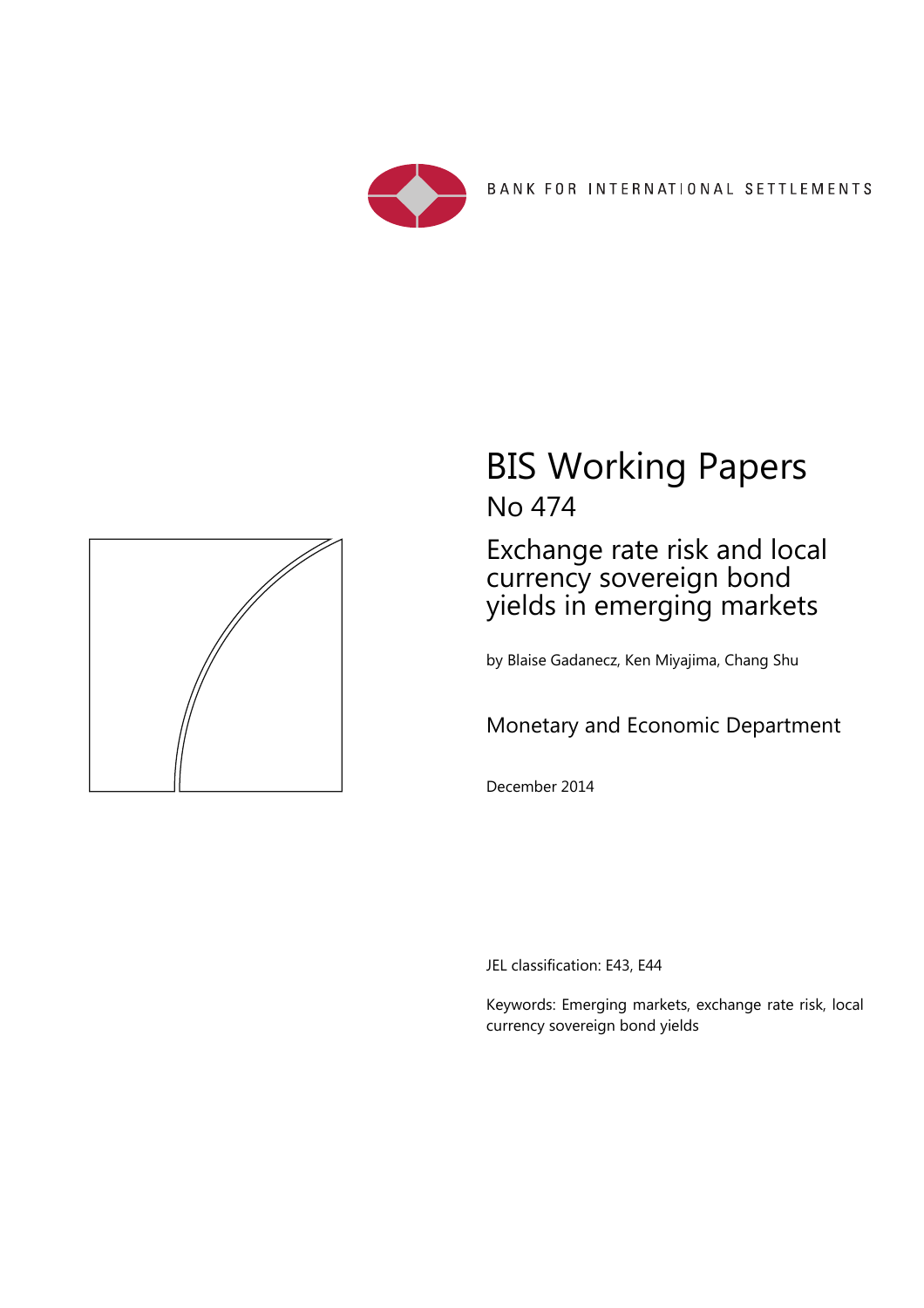BANK FOR INTERNATIONAL SETTLEMENTS

# BIS Working Papers

## No 474

## Exchange rate risk and local currency sovereign bond yields in emerging markets

by Blaise Gadanecz, Ken Miyajima, Chang Shu

Monetary and Economic Department

December 2014

JEL classification: E43, E44

Keywords: Emerging markets, exchange rate risk, local currency sovereign bond yields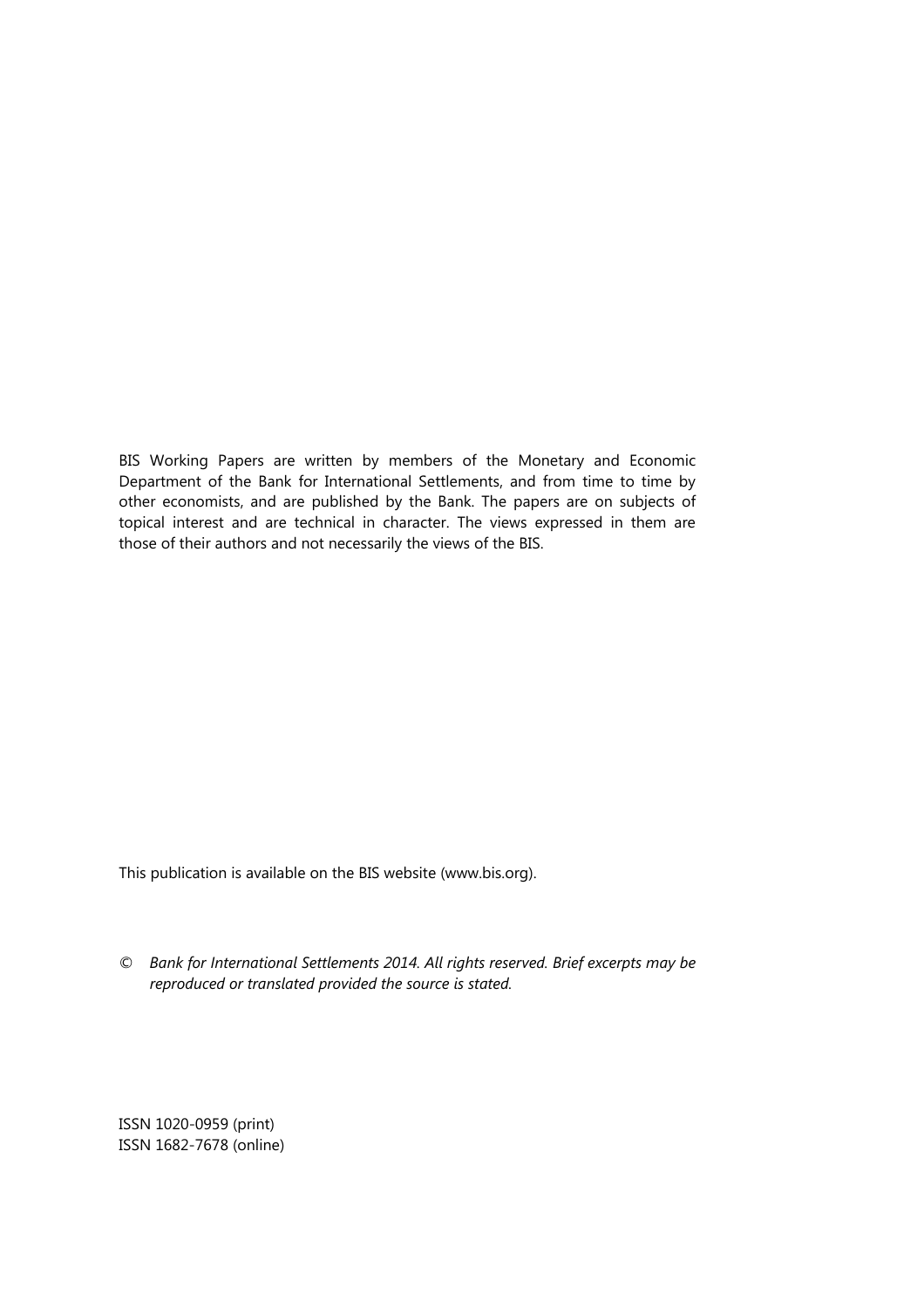BIS Working Papers are written by members of the Monetary and Economic Department of the Bank for International Settlements, and from time to time by other economists, and are published by the Bank. The papers are on subjects of topical interest and are technical in character. The views expressed in them are those of their authors and not necessarily the views of the BIS.

This publication is available on the BIS website (www.bis.org).

© *Bank for International Settlements 2014. All rights reserved. Brief excerpts may be reproduced or translated provided the source is stated.*

ISSN 1020-0959 (print)
ISSN 1682-7678 (online)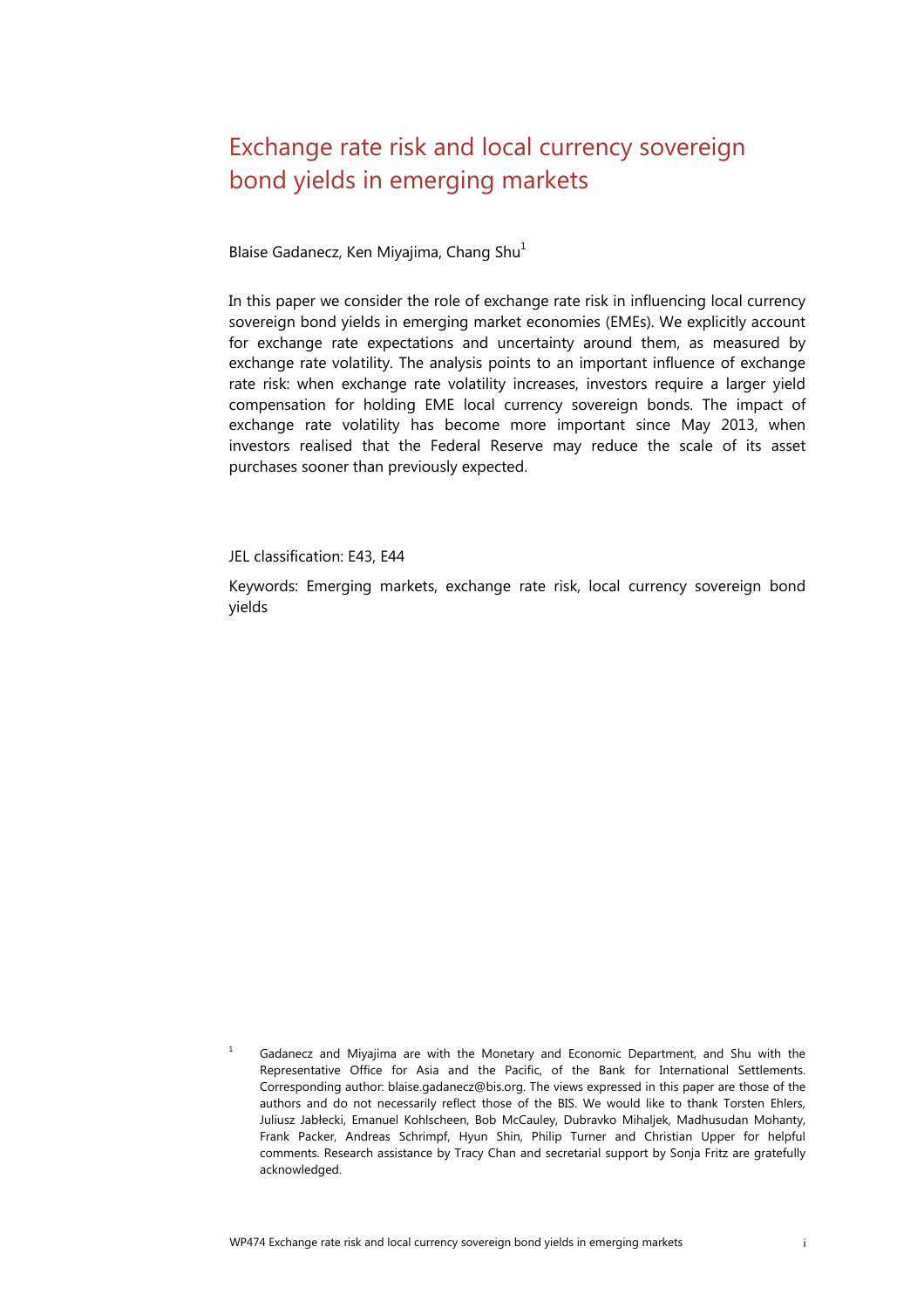# Exchange rate risk and local currency sovereign bond yields in emerging markets

Blaise Gadanecz, Ken Miyajima, Chang Shu[1]

In this paper we consider the role of exchange rate risk in influencing local currency sovereign bond yields in emerging market economies (EMEs). We explicitly account for exchange rate expectations and uncertainty around them, as measured by exchange rate volatility. The analysis points to an important influence of exchange rate risk: when exchange rate volatility increases, investors require a larger yield compensation for holding EME local currency sovereign bonds. The impact of exchange rate volatility has become more important since May 2013, when investors realised that the Federal Reserve may reduce the scale of its asset purchases sooner than previously expected.

JEL classification: E43, E44

Keywords: Emerging markets, exchange rate risk, local currency sovereign bond yields

[1] Gadanecz and Miyajima are with the Monetary and Economic Department, and Shu with the Representative Office for Asia and the Pacific, of the Bank for International Settlements. Corresponding author: blaise.gadanecz@bis.org. The views expressed in this paper are those of the authors and do not necessarily reflect those of the BIS. We would like to thank Torsten Ehlers, Juliusz Jabłecki, Emanuel Kohlscheen, Bob McCauley, Dubravko Mihaljek, Madhusudan Mohanty, Frank Packer, Andreas Schrimpf, Hyun Shin, Philip Turner and Christian Upper for helpful comments. Research assistance by Tracy Chan and secretarial support by Sonja Fritz are gratefully acknowledged.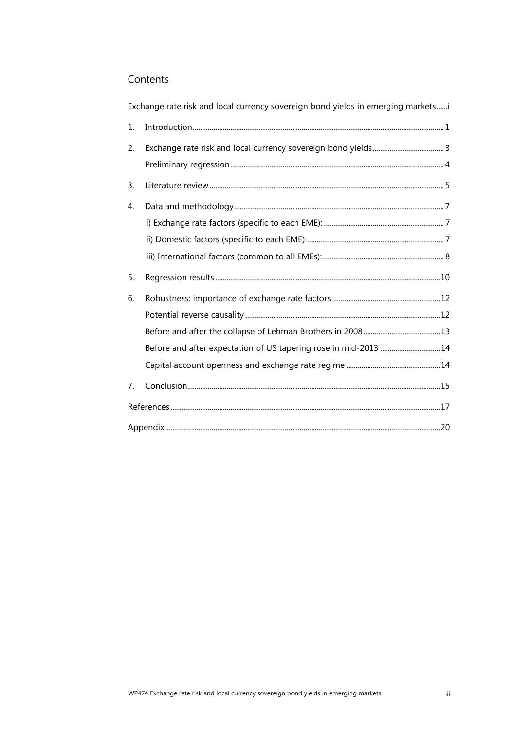## Contents

Exchange rate risk and local currency sovereign bond yields in emerging markets......i

1. Introduction......1
2. Exchange rate risk and local currency sovereign bond yields......3
   - Preliminary regression......4
3. Literature review......5
4. Data and methodology......7
   - i) Exchange rate factors (specific to each EME):......7
   - ii) Domestic factors (specific to each EME):......7
   - iii) International factors (common to all EMEs):......8
5. Regression results......10
6. Robustness: importance of exchange rate factors......12
   - Potential reverse causality......12
   - Before and after the collapse of Lehman Brothers in 2008......13
   - Before and after expectation of US tapering rose in mid-2013......14
   - Capital account openness and exchange rate regime......14
7. Conclusion......15

References......17

Appendix......20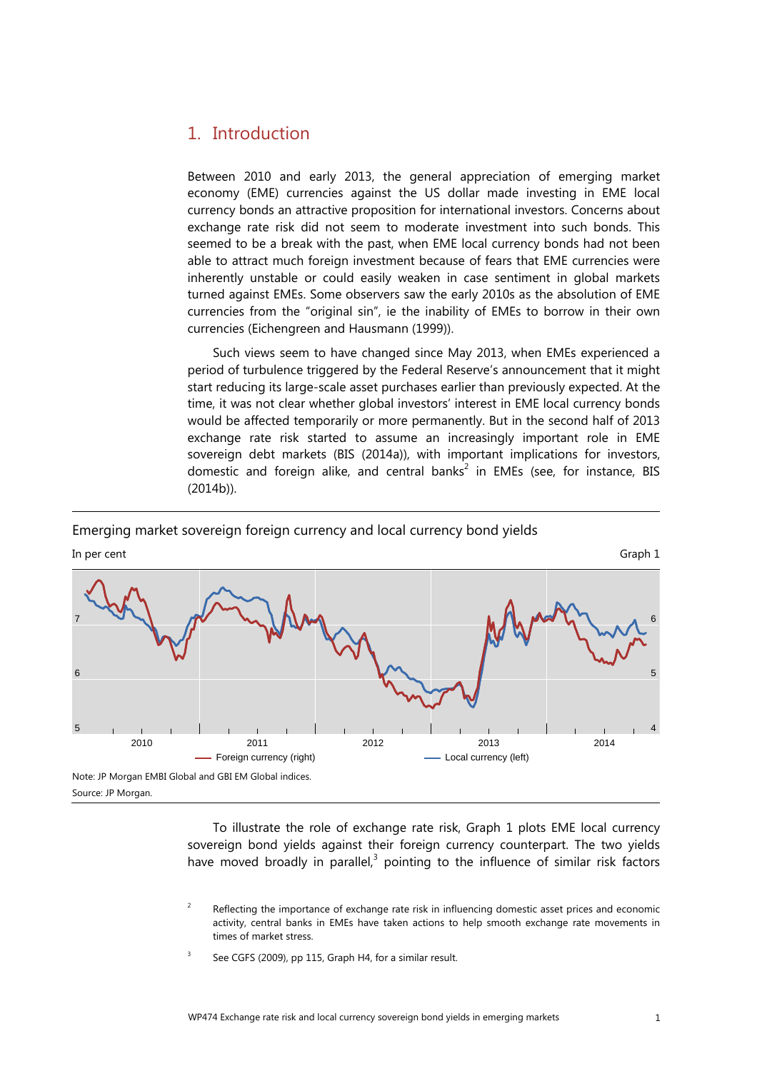## 1. Introduction

Between 2010 and early 2013, the general appreciation of emerging market economy (EME) currencies against the US dollar made investing in EME local currency bonds an attractive proposition for international investors. Concerns about exchange rate risk did not seem to moderate investment into such bonds. This seemed to be a break with the past, when EME local currency bonds had not been able to attract much foreign investment because of fears that EME currencies were inherently unstable or could easily weaken in case sentiment in global markets turned against EMEs. Some observers saw the early 2010s as the absolution of EME currencies from the "original sin", ie the inability of EMEs to borrow in their own currencies (Eichengreen and Hausmann (1999)).

Such views seem to have changed since May 2013, when EMEs experienced a period of turbulence triggered by the Federal Reserve's announcement that it might start reducing its large-scale asset purchases earlier than previously expected. At the time, it was not clear whether global investors' interest in EME local currency bonds would be affected temporarily or more permanently. But in the second half of 2013 exchange rate risk started to assume an increasingly important role in EME sovereign debt markets (BIS (2014a)), with important implications for investors, domestic and foreign alike, and central banks[2] in EMEs (see, for instance, BIS (2014b)).

Emerging market sovereign foreign currency and local currency bond yields

In per cent — Graph 1

Legend: Foreign currency (right); Local currency (left)

Note: JP Morgan EMBI Global and GBI EM Global indices.
Source: JP Morgan.

To illustrate the role of exchange rate risk, Graph 1 plots EME local currency sovereign bond yields against their foreign currency counterpart. The two yields have moved broadly in parallel,[3] pointing to the influence of similar risk factors

[2] Reflecting the importance of exchange rate risk in influencing domestic asset prices and economic activity, central banks in EMEs have taken actions to help smooth exchange rate movements in times of market stress.

[3] See CGFS (2009), pp 115, Graph H4, for a similar result.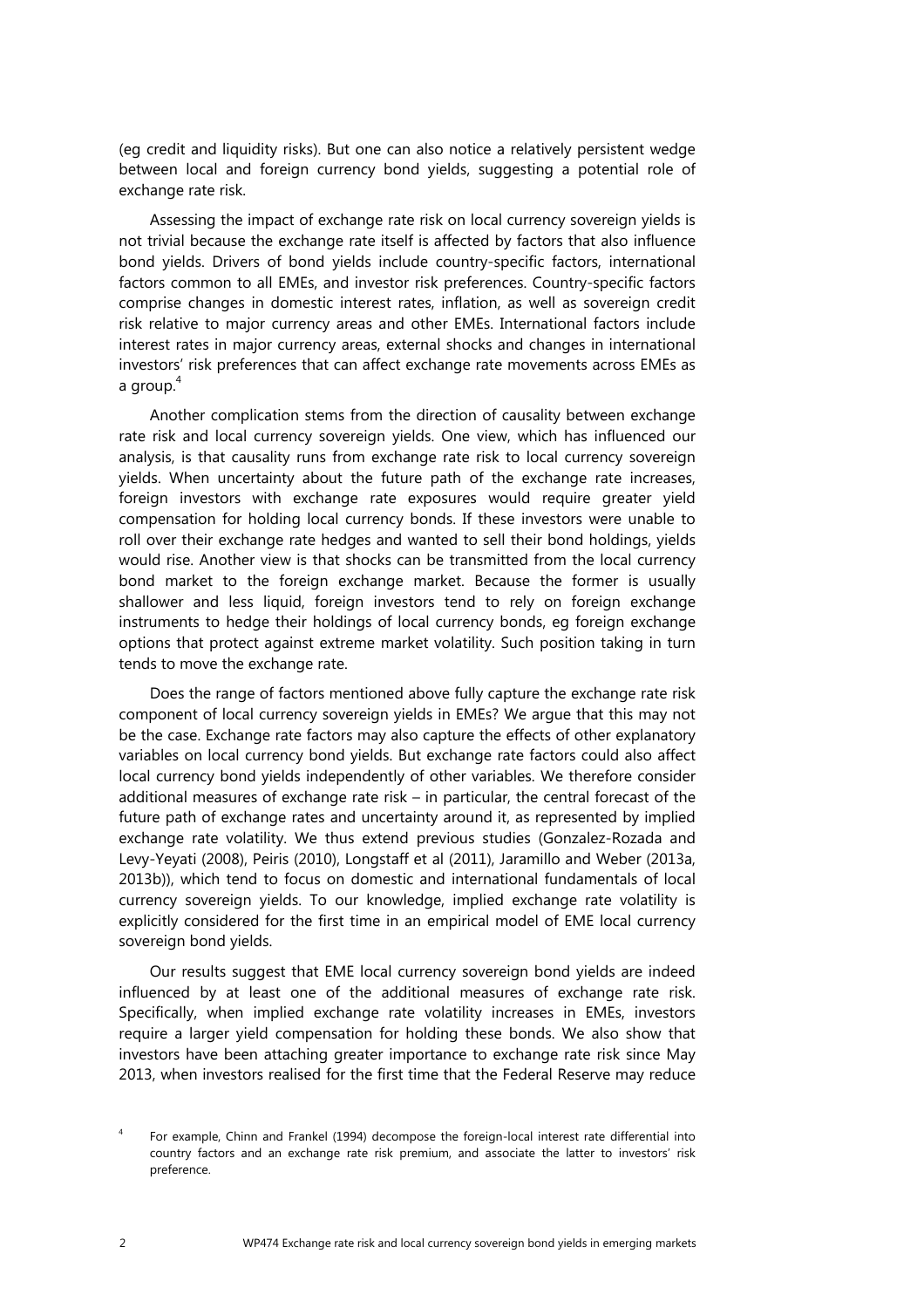(eg credit and liquidity risks). But one can also notice a relatively persistent wedge between local and foreign currency bond yields, suggesting a potential role of exchange rate risk.

Assessing the impact of exchange rate risk on local currency sovereign yields is not trivial because the exchange rate itself is affected by factors that also influence bond yields. Drivers of bond yields include country-specific factors, international factors common to all EMEs, and investor risk preferences. Country-specific factors comprise changes in domestic interest rates, inflation, as well as sovereign credit risk relative to major currency areas and other EMEs. International factors include interest rates in major currency areas, external shocks and changes in international investors' risk preferences that can affect exchange rate movements across EMEs as a group.[4]

Another complication stems from the direction of causality between exchange rate risk and local currency sovereign yields. One view, which has influenced our analysis, is that causality runs from exchange rate risk to local currency sovereign yields. When uncertainty about the future path of the exchange rate increases, foreign investors with exchange rate exposures would require greater yield compensation for holding local currency bonds. If these investors were unable to roll over their exchange rate hedges and wanted to sell their bond holdings, yields would rise. Another view is that shocks can be transmitted from the local currency bond market to the foreign exchange market. Because the former is usually shallower and less liquid, foreign investors tend to rely on foreign exchange instruments to hedge their holdings of local currency bonds, eg foreign exchange options that protect against extreme market volatility. Such position taking in turn tends to move the exchange rate.

Does the range of factors mentioned above fully capture the exchange rate risk component of local currency sovereign yields in EMEs? We argue that this may not be the case. Exchange rate factors may also capture the effects of other explanatory variables on local currency bond yields. But exchange rate factors could also affect local currency bond yields independently of other variables. We therefore consider additional measures of exchange rate risk – in particular, the central forecast of the future path of exchange rates and uncertainty around it, as represented by implied exchange rate volatility. We thus extend previous studies (Gonzalez-Rozada and Levy-Yeyati (2008), Peiris (2010), Longstaff et al (2011), Jaramillo and Weber (2013a, 2013b)), which tend to focus on domestic and international fundamentals of local currency sovereign yields. To our knowledge, implied exchange rate volatility is explicitly considered for the first time in an empirical model of EME local currency sovereign bond yields.

Our results suggest that EME local currency sovereign bond yields are indeed influenced by at least one of the additional measures of exchange rate risk. Specifically, when implied exchange rate volatility increases in EMEs, investors require a larger yield compensation for holding these bonds. We also show that investors have been attaching greater importance to exchange rate risk since May 2013, when investors realised for the first time that the Federal Reserve may reduce

[4] For example, Chinn and Frankel (1994) decompose the foreign-local interest rate differential into country factors and an exchange rate risk premium, and associate the latter to investors' risk preference.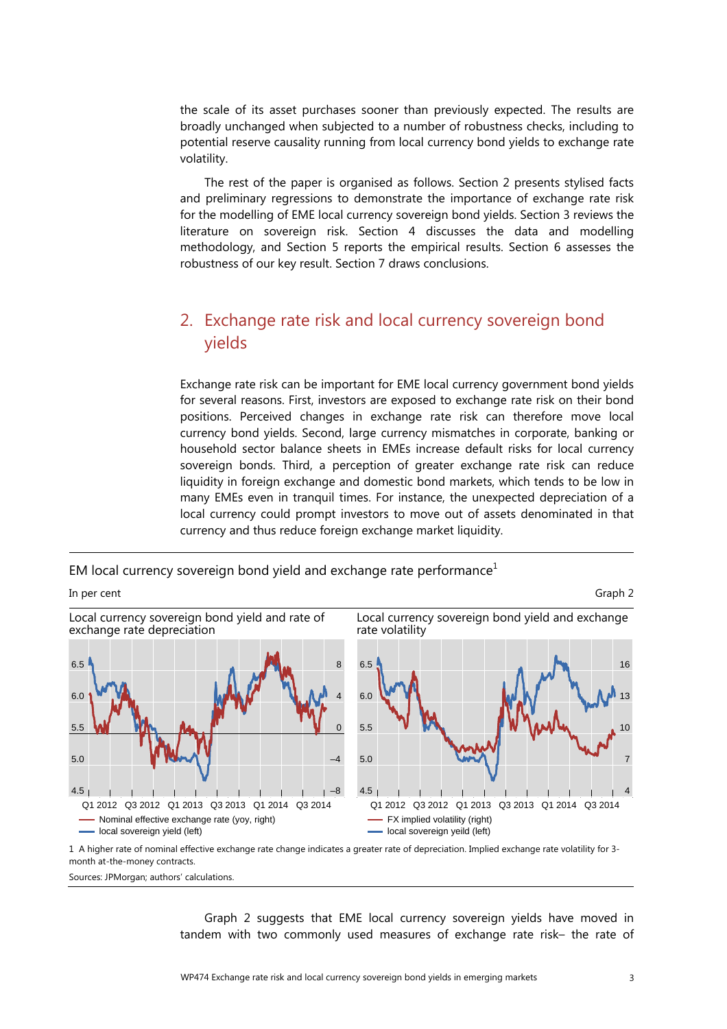the scale of its asset purchases sooner than previously expected. The results are broadly unchanged when subjected to a number of robustness checks, including to potential reserve causality running from local currency bond yields to exchange rate volatility.

The rest of the paper is organised as follows. Section 2 presents stylised facts and preliminary regressions to demonstrate the importance of exchange rate risk for the modelling of EME local currency sovereign bond yields. Section 3 reviews the literature on sovereign risk. Section 4 discusses the data and modelling methodology, and Section 5 reports the empirical results. Section 6 assesses the robustness of our key result. Section 7 draws conclusions.

## 2. Exchange rate risk and local currency sovereign bond yields

Exchange rate risk can be important for EME local currency government bond yields for several reasons. First, investors are exposed to exchange rate risk on their bond positions. Perceived changes in exchange rate risk can therefore move local currency bond yields. Second, large currency mismatches in corporate, banking or household sector balance sheets in EMEs increase default risks for local currency sovereign bonds. Third, a perception of greater exchange rate risk can reduce liquidity in foreign exchange and domestic bond markets, which tends to be low in many EMEs even in tranquil times. For instance, the unexpected depreciation of a local currency could prompt investors to move out of assets denominated in that currency and thus reduce foreign exchange market liquidity.

EM local currency sovereign bond yield and exchange rate performance[1]

In per cent

Graph 2

Local currency sovereign bond yield and rate of exchange rate depreciation

— Nominal effective exchange rate (yoy, right)
— local sovereign yield (left)

Local currency sovereign bond yield and exchange rate volatility

— FX implied volatility (right)
— local sovereign yeild (left)

1 A higher rate of nominal effective exchange rate change indicates a greater rate of depreciation. Implied exchange rate volatility for 3-month at-the-money contracts.

Sources: JPMorgan; authors' calculations.

Graph 2 suggests that EME local currency sovereign yields have moved in tandem with two commonly used measures of exchange rate risk– the rate of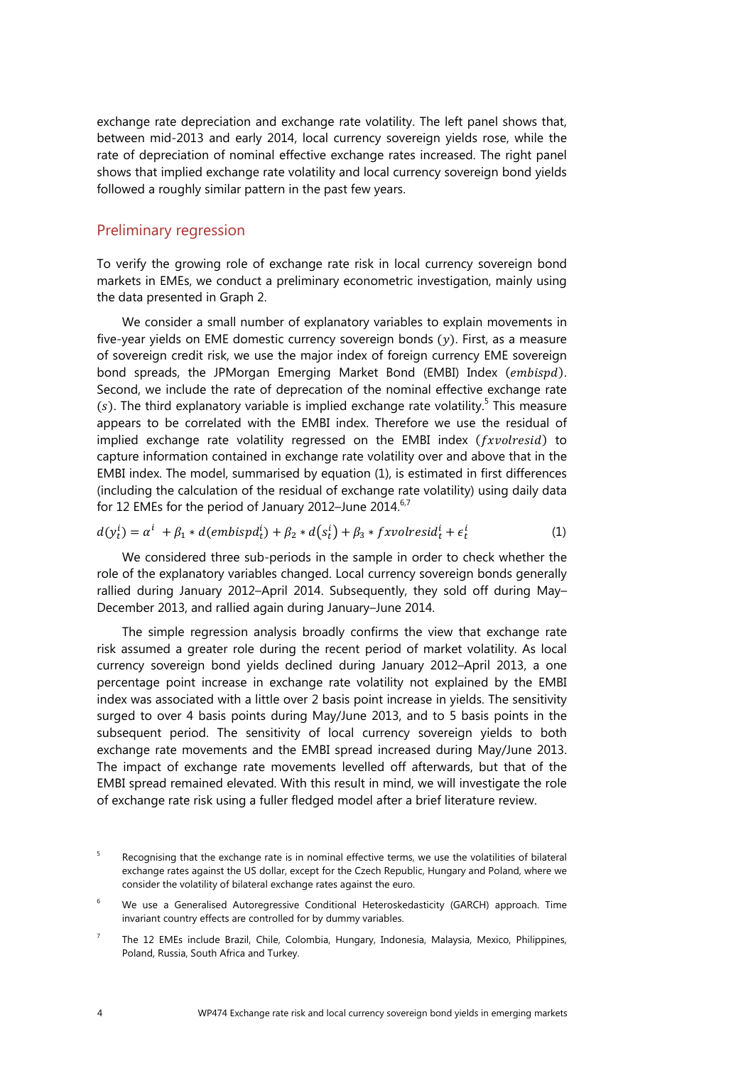exchange rate depreciation and exchange rate volatility. The left panel shows that, between mid-2013 and early 2014, local currency sovereign yields rose, while the rate of depreciation of nominal effective exchange rates increased. The right panel shows that implied exchange rate volatility and local currency sovereign bond yields followed a roughly similar pattern in the past few years.

## Preliminary regression

To verify the growing role of exchange rate risk in local currency sovereign bond markets in EMEs, we conduct a preliminary econometric investigation, mainly using the data presented in Graph 2.

We consider a small number of explanatory variables to explain movements in five-year yields on EME domestic currency sovereign bonds ($y$). First, as a measure of sovereign credit risk, we use the major index of foreign currency EME sovereign bond spreads, the JPMorgan Emerging Market Bond (EMBI) Index ($embispd$). Second, we include the rate of deprecation of the nominal effective exchange rate ($s$). The third explanatory variable is implied exchange rate volatility.[5] This measure appears to be correlated with the EMBI index. Therefore we use the residual of implied exchange rate volatility regressed on the EMBI index ($fxvolresid$) to capture information contained in exchange rate volatility over and above that in the EMBI index. The model, summarised by equation (1), is estimated in first differences (including the calculation of the residual of exchange rate volatility) using daily data for 12 EMEs for the period of January 2012–June 2014.[6,7]

$$d(y_t^i) = \alpha^i + \beta_1 * d(embispd_t^i) + \beta_2 * d(s_t^i) + \beta_3 * fxvolresid_t^i + \epsilon_t^i \tag{1}$$

We considered three sub-periods in the sample in order to check whether the role of the explanatory variables changed. Local currency sovereign bonds generally rallied during January 2012–April 2014. Subsequently, they sold off during May–December 2013, and rallied again during January–June 2014.

The simple regression analysis broadly confirms the view that exchange rate risk assumed a greater role during the recent period of market volatility. As local currency sovereign bond yields declined during January 2012–April 2013, a one percentage point increase in exchange rate volatility not explained by the EMBI index was associated with a little over 2 basis point increase in yields. The sensitivity surged to over 4 basis points during May/June 2013, and to 5 basis points in the subsequent period. The sensitivity of local currency sovereign yields to both exchange rate movements and the EMBI spread increased during May/June 2013. The impact of exchange rate movements levelled off afterwards, but that of the EMBI spread remained elevated. With this result in mind, we will investigate the role of exchange rate risk using a fuller fledged model after a brief literature review.

[5] Recognising that the exchange rate is in nominal effective terms, we use the volatilities of bilateral exchange rates against the US dollar, except for the Czech Republic, Hungary and Poland, where we consider the volatility of bilateral exchange rates against the euro.

[6] We use a Generalised Autoregressive Conditional Heteroskedasticity (GARCH) approach. Time invariant country effects are controlled for by dummy variables.

[7] The 12 EMEs include Brazil, Chile, Colombia, Hungary, Indonesia, Malaysia, Mexico, Philippines, Poland, Russia, South Africa and Turkey.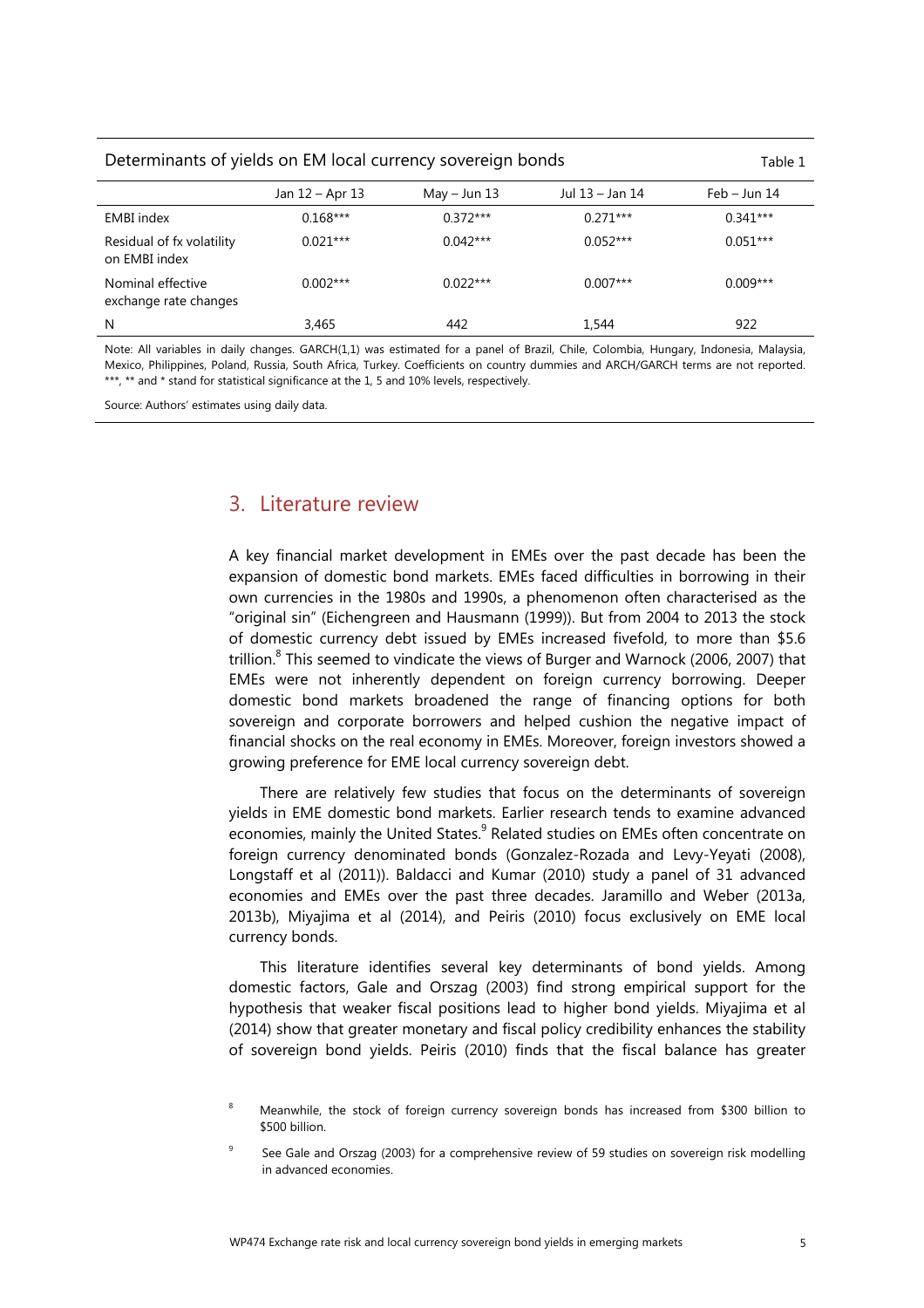Determinants of yields on EM local currency sovereign bonds

Table 1

| | Jan 12 – Apr 13 | May – Jun 13 | Jul 13 – Jan 14 | Feb – Jun 14 |
|---|---|---|---|---|
| EMBI index | 0.168*** | 0.372*** | 0.271*** | 0.341*** |
| Residual of fx volatility on EMBI index | 0.021*** | 0.042*** | 0.052*** | 0.051*** |
| Nominal effective exchange rate changes | 0.002*** | 0.022*** | 0.007*** | 0.009*** |
| N | 3,465 | 442 | 1,544 | 922 |

Note: All variables in daily changes. GARCH(1,1) was estimated for a panel of Brazil, Chile, Colombia, Hungary, Indonesia, Malaysia, Mexico, Philippines, Poland, Russia, South Africa, Turkey. Coefficients on country dummies and ARCH/GARCH terms are not reported. ***, ** and * stand for statistical significance at the 1, 5 and 10% levels, respectively.

Source: Authors' estimates using daily data.

## 3. Literature review

A key financial market development in EMEs over the past decade has been the expansion of domestic bond markets. EMEs faced difficulties in borrowing in their own currencies in the 1980s and 1990s, a phenomenon often characterised as the "original sin" (Eichengreen and Hausmann (1999)). But from 2004 to 2013 the stock of domestic currency debt issued by EMEs increased fivefold, to more than \$5.6 trillion.[8] This seemed to vindicate the views of Burger and Warnock (2006, 2007) that EMEs were not inherently dependent on foreign currency borrowing. Deeper domestic bond markets broadened the range of financing options for both sovereign and corporate borrowers and helped cushion the negative impact of financial shocks on the real economy in EMEs. Moreover, foreign investors showed a growing preference for EME local currency sovereign debt.

There are relatively few studies that focus on the determinants of sovereign yields in EME domestic bond markets. Earlier research tends to examine advanced economies, mainly the United States.[9] Related studies on EMEs often concentrate on foreign currency denominated bonds (Gonzalez-Rozada and Levy-Yeyati (2008), Longstaff et al (2011)). Baldacci and Kumar (2010) study a panel of 31 advanced economies and EMEs over the past three decades. Jaramillo and Weber (2013a, 2013b), Miyajima et al (2014), and Peiris (2010) focus exclusively on EME local currency bonds.

This literature identifies several key determinants of bond yields. Among domestic factors, Gale and Orszag (2003) find strong empirical support for the hypothesis that weaker fiscal positions lead to higher bond yields. Miyajima et al (2014) show that greater monetary and fiscal policy credibility enhances the stability of sovereign bond yields. Peiris (2010) finds that the fiscal balance has greater

[8] Meanwhile, the stock of foreign currency sovereign bonds has increased from \$300 billion to \$500 billion.

[9] See Gale and Orszag (2003) for a comprehensive review of 59 studies on sovereign risk modelling in advanced economies.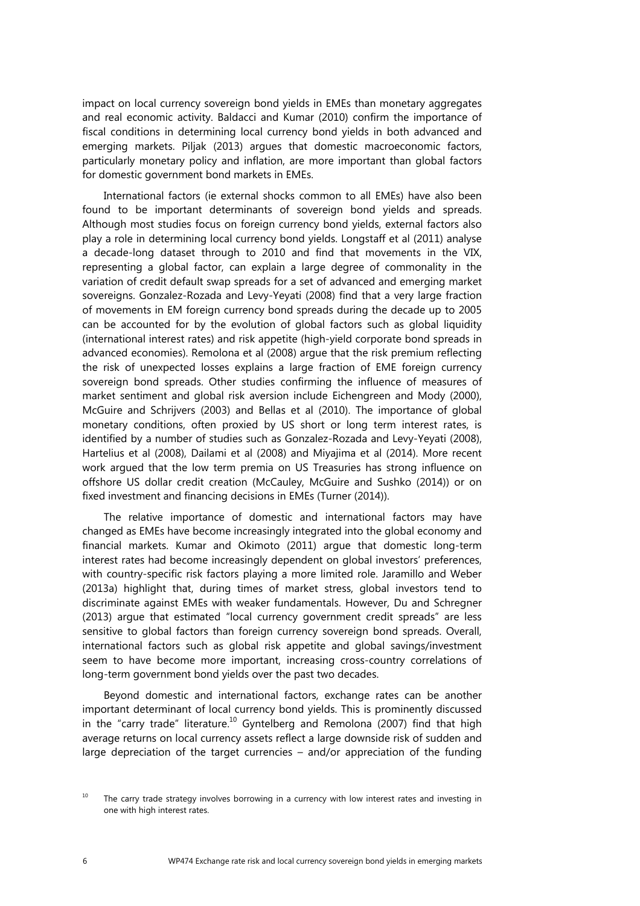impact on local currency sovereign bond yields in EMEs than monetary aggregates and real economic activity. Baldacci and Kumar (2010) confirm the importance of fiscal conditions in determining local currency bond yields in both advanced and emerging markets. Piljak (2013) argues that domestic macroeconomic factors, particularly monetary policy and inflation, are more important than global factors for domestic government bond markets in EMEs.

International factors (ie external shocks common to all EMEs) have also been found to be important determinants of sovereign bond yields and spreads. Although most studies focus on foreign currency bond yields, external factors also play a role in determining local currency bond yields. Longstaff et al (2011) analyse a decade-long dataset through to 2010 and find that movements in the VIX, representing a global factor, can explain a large degree of commonality in the variation of credit default swap spreads for a set of advanced and emerging market sovereigns. Gonzalez-Rozada and Levy-Yeyati (2008) find that a very large fraction of movements in EM foreign currency bond spreads during the decade up to 2005 can be accounted for by the evolution of global factors such as global liquidity (international interest rates) and risk appetite (high-yield corporate bond spreads in advanced economies). Remolona et al (2008) argue that the risk premium reflecting the risk of unexpected losses explains a large fraction of EME foreign currency sovereign bond spreads. Other studies confirming the influence of measures of market sentiment and global risk aversion include Eichengreen and Mody (2000), McGuire and Schrijvers (2003) and Bellas et al (2010). The importance of global monetary conditions, often proxied by US short or long term interest rates, is identified by a number of studies such as Gonzalez-Rozada and Levy-Yeyati (2008), Hartelius et al (2008), Dailami et al (2008) and Miyajima et al (2014). More recent work argued that the low term premia on US Treasuries has strong influence on offshore US dollar credit creation (McCauley, McGuire and Sushko (2014)) or on fixed investment and financing decisions in EMEs (Turner (2014)).

The relative importance of domestic and international factors may have changed as EMEs have become increasingly integrated into the global economy and financial markets. Kumar and Okimoto (2011) argue that domestic long-term interest rates had become increasingly dependent on global investors' preferences, with country-specific risk factors playing a more limited role. Jaramillo and Weber (2013a) highlight that, during times of market stress, global investors tend to discriminate against EMEs with weaker fundamentals. However, Du and Schregner (2013) argue that estimated "local currency government credit spreads" are less sensitive to global factors than foreign currency sovereign bond spreads. Overall, international factors such as global risk appetite and global savings/investment seem to have become more important, increasing cross-country correlations of long-term government bond yields over the past two decades.

Beyond domestic and international factors, exchange rates can be another important determinant of local currency bond yields. This is prominently discussed in the "carry trade" literature.[10] Gyntelberg and Remolona (2007) find that high average returns on local currency assets reflect a large downside risk of sudden and large depreciation of the target currencies – and/or appreciation of the funding

[10] The carry trade strategy involves borrowing in a currency with low interest rates and investing in one with high interest rates.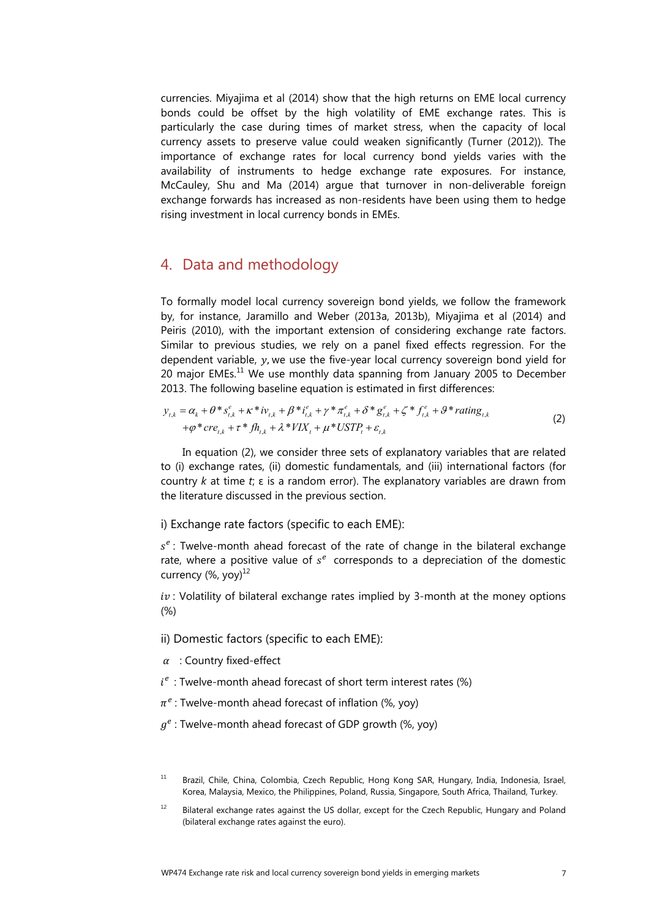currencies. Miyajima et al (2014) show that the high returns on EME local currency bonds could be offset by the high volatility of EME exchange rates. This is particularly the case during times of market stress, when the capacity of local currency assets to preserve value could weaken significantly (Turner (2012)). The importance of exchange rates for local currency bond yields varies with the availability of instruments to hedge exchange rate exposures. For instance, McCauley, Shu and Ma (2014) argue that turnover in non-deliverable foreign exchange forwards has increased as non-residents have been using them to hedge rising investment in local currency bonds in EMEs.

## 4. Data and methodology

To formally model local currency sovereign bond yields, we follow the framework by, for instance, Jaramillo and Weber (2013a, 2013b), Miyajima et al (2014) and Peiris (2010), with the important extension of considering exchange rate factors. Similar to previous studies, we rely on a panel fixed effects regression. For the dependent variable, $y$, we use the five-year local currency sovereign bond yield for 20 major EMEs.[11] We use monthly data spanning from January 2005 to December 2013. The following baseline equation is estimated in first differences:

$$y_{t,k} = \alpha_k + \theta * s^e_{t,k} + \kappa * iv_{t,k} + \beta * i^e_{t,k} + \gamma * \pi^e_{t,k} + \delta * g^e_{t,k} + \zeta * f^e_{t,k} + \vartheta * rating_{t,k} + \varphi * cre_{t,k} + \tau * fh_{t,k} + \lambda * VIX_t + \mu * USTP_t + \varepsilon_{t,k} \tag{2}$$

In equation (2), we consider three sets of explanatory variables that are related to (i) exchange rates, (ii) domestic fundamentals, and (iii) international factors (for country $k$ at time $t$; ε is a random error). The explanatory variables are drawn from the literature discussed in the previous section.

i) Exchange rate factors (specific to each EME):

$s^e$: Twelve-month ahead forecast of the rate of change in the bilateral exchange rate, where a positive value of $s^e$ corresponds to a depreciation of the domestic currency (%, yoy)[12]

$iv$: Volatility of bilateral exchange rates implied by 3-month at the money options (%)

ii) Domestic factors (specific to each EME):

$\alpha$ : Country fixed-effect

$i^e$ : Twelve-month ahead forecast of short term interest rates (%)

$\pi^e$ : Twelve-month ahead forecast of inflation (%, yoy)

$g^e$ : Twelve-month ahead forecast of GDP growth (%, yoy)

[11] Brazil, Chile, China, Colombia, Czech Republic, Hong Kong SAR, Hungary, India, Indonesia, Israel, Korea, Malaysia, Mexico, the Philippines, Poland, Russia, Singapore, South Africa, Thailand, Turkey.

[12] Bilateral exchange rates against the US dollar, except for the Czech Republic, Hungary and Poland (bilateral exchange rates against the euro).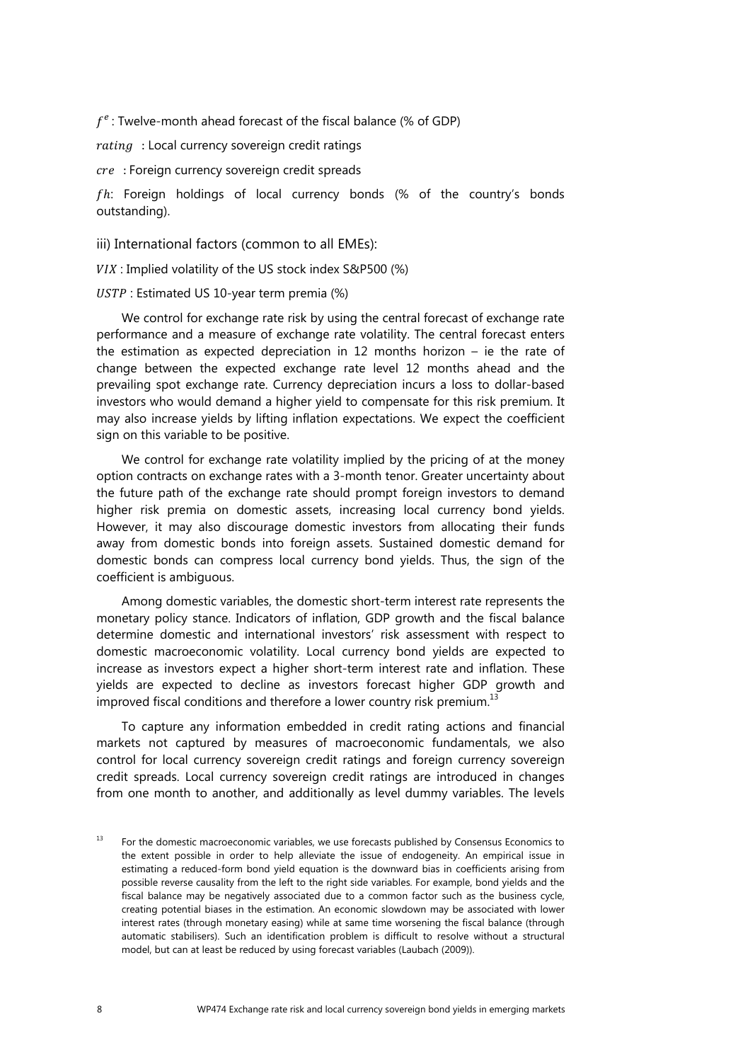$f^e$ : Twelve-month ahead forecast of the fiscal balance (% of GDP)

$rating$ : Local currency sovereign credit ratings

$cre$ : Foreign currency sovereign credit spreads

$fh$: Foreign holdings of local currency bonds (% of the country's bonds outstanding).

iii) International factors (common to all EMEs):

$VIX$ : Implied volatility of the US stock index S&P500 (%)

$USTP$ : Estimated US 10-year term premia (%)

We control for exchange rate risk by using the central forecast of exchange rate performance and a measure of exchange rate volatility. The central forecast enters the estimation as expected depreciation in 12 months horizon – ie the rate of change between the expected exchange rate level 12 months ahead and the prevailing spot exchange rate. Currency depreciation incurs a loss to dollar-based investors who would demand a higher yield to compensate for this risk premium. It may also increase yields by lifting inflation expectations. We expect the coefficient sign on this variable to be positive.

We control for exchange rate volatility implied by the pricing of at the money option contracts on exchange rates with a 3-month tenor. Greater uncertainty about the future path of the exchange rate should prompt foreign investors to demand higher risk premia on domestic assets, increasing local currency bond yields. However, it may also discourage domestic investors from allocating their funds away from domestic bonds into foreign assets. Sustained domestic demand for domestic bonds can compress local currency bond yields. Thus, the sign of the coefficient is ambiguous.

Among domestic variables, the domestic short-term interest rate represents the monetary policy stance. Indicators of inflation, GDP growth and the fiscal balance determine domestic and international investors' risk assessment with respect to domestic macroeconomic volatility. Local currency bond yields are expected to increase as investors expect a higher short-term interest rate and inflation. These yields are expected to decline as investors forecast higher GDP growth and improved fiscal conditions and therefore a lower country risk premium.[13]

To capture any information embedded in credit rating actions and financial markets not captured by measures of macroeconomic fundamentals, we also control for local currency sovereign credit ratings and foreign currency sovereign credit spreads. Local currency sovereign credit ratings are introduced in changes from one month to another, and additionally as level dummy variables. The levels

[13] For the domestic macroeconomic variables, we use forecasts published by Consensus Economics to the extent possible in order to help alleviate the issue of endogeneity. An empirical issue in estimating a reduced-form bond yield equation is the downward bias in coefficients arising from possible reverse causality from the left to the right side variables. For example, bond yields and the fiscal balance may be negatively associated due to a common factor such as the business cycle, creating potential biases in the estimation. An economic slowdown may be associated with lower interest rates (through monetary easing) while at same time worsening the fiscal balance (through automatic stabilisers). Such an identification problem is difficult to resolve without a structural model, but can at least be reduced by using forecast variables (Laubach (2009)).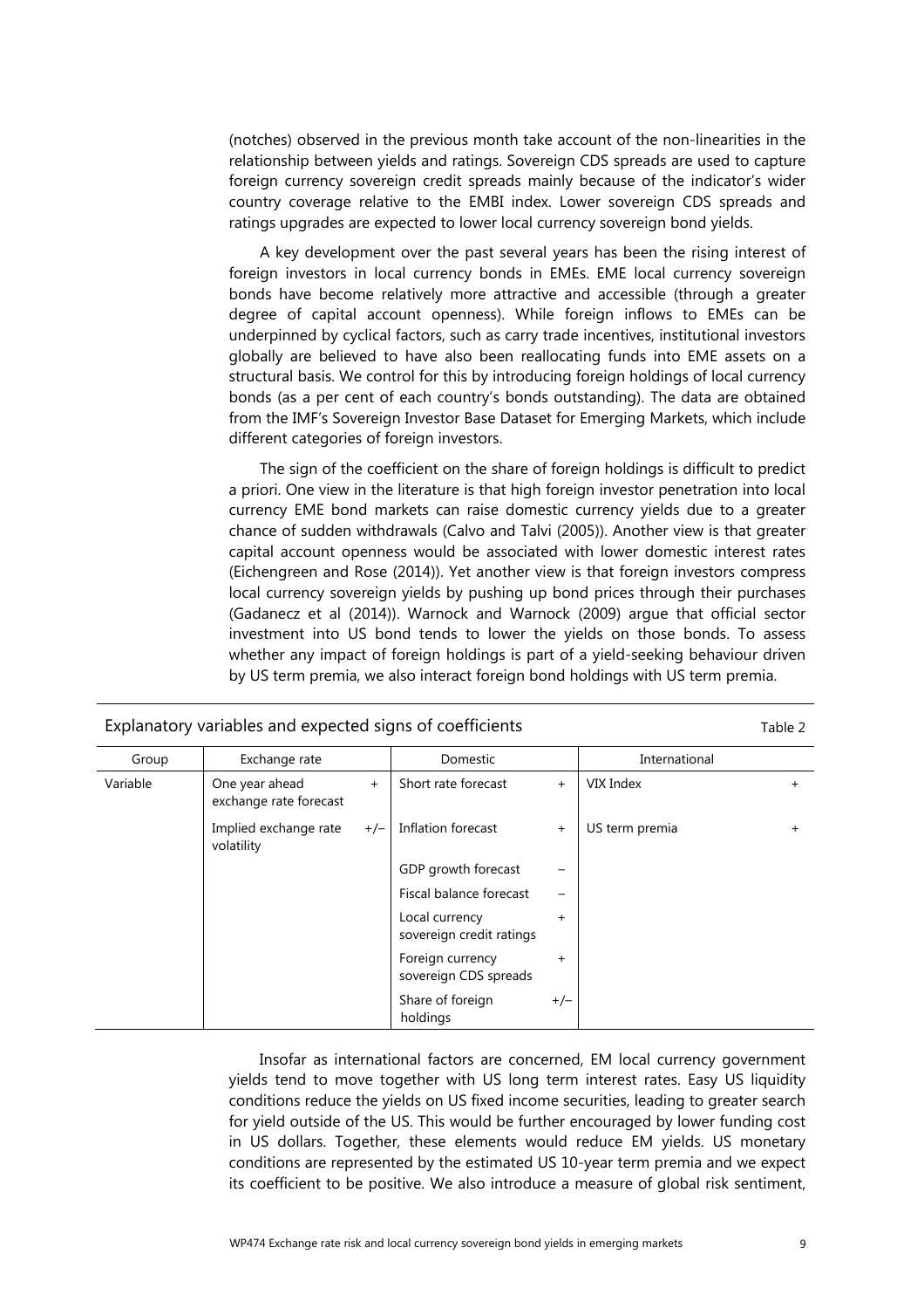(notches) observed in the previous month take account of the non-linearities in the relationship between yields and ratings. Sovereign CDS spreads are used to capture foreign currency sovereign credit spreads mainly because of the indicator's wider country coverage relative to the EMBI index. Lower sovereign CDS spreads and ratings upgrades are expected to lower local currency sovereign bond yields.

A key development over the past several years has been the rising interest of foreign investors in local currency bonds in EMEs. EME local currency sovereign bonds have become relatively more attractive and accessible (through a greater degree of capital account openness). While foreign inflows to EMEs can be underpinned by cyclical factors, such as carry trade incentives, institutional investors globally are believed to have also been reallocating funds into EME assets on a structural basis. We control for this by introducing foreign holdings of local currency bonds (as a per cent of each country's bonds outstanding). The data are obtained from the IMF's Sovereign Investor Base Dataset for Emerging Markets, which include different categories of foreign investors.

The sign of the coefficient on the share of foreign holdings is difficult to predict a priori. One view in the literature is that high foreign investor penetration into local currency EME bond markets can raise domestic currency yields due to a greater chance of sudden withdrawals (Calvo and Talvi (2005)). Another view is that greater capital account openness would be associated with lower domestic interest rates (Eichengreen and Rose (2014)). Yet another view is that foreign investors compress local currency sovereign yields by pushing up bond prices through their purchases (Gadanecz et al (2014)). Warnock and Warnock (2009) argue that official sector investment into US bond tends to lower the yields on those bonds. To assess whether any impact of foreign holdings is part of a yield-seeking behaviour driven by US term premia, we also interact foreign bond holdings with US term premia.

Explanatory variables and expected signs of coefficients — Table 2

| Group | Exchange rate | | Domestic | | International | |
|---|---|---|---|---|---|---|
| Variable | One year ahead exchange rate forecast | + | Short rate forecast | + | VIX Index | + |
| | Implied exchange rate volatility | +/− | Inflation forecast | + | US term premia | + |
| | | | GDP growth forecast | − | | |
| | | | Fiscal balance forecast | − | | |
| | | | Local currency sovereign credit ratings | + | | |
| | | | Foreign currency sovereign CDS spreads | + | | |
| | | | Share of foreign holdings | +/− | | |

Insofar as international factors are concerned, EM local currency government yields tend to move together with US long term interest rates. Easy US liquidity conditions reduce the yields on US fixed income securities, leading to greater search for yield outside of the US. This would be further encouraged by lower funding cost in US dollars. Together, these elements would reduce EM yields. US monetary conditions are represented by the estimated US 10-year term premia and we expect its coefficient to be positive. We also introduce a measure of global risk sentiment,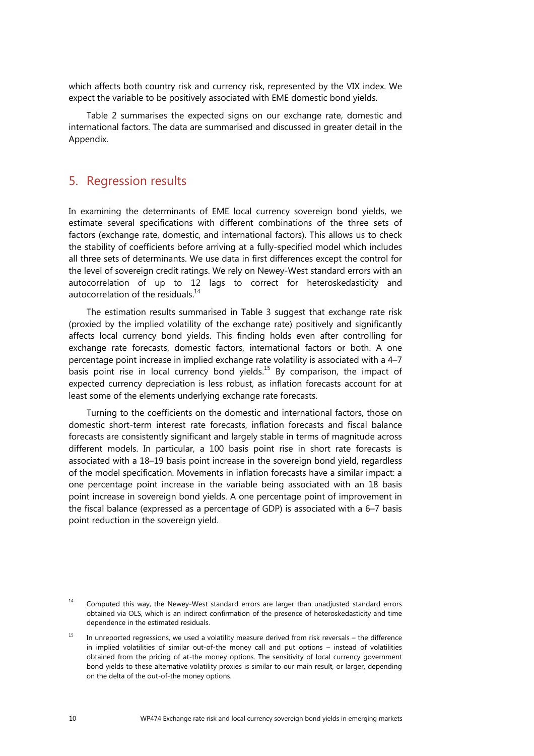which affects both country risk and currency risk, represented by the VIX index. We expect the variable to be positively associated with EME domestic bond yields.

Table 2 summarises the expected signs on our exchange rate, domestic and international factors. The data are summarised and discussed in greater detail in the Appendix.

## 5. Regression results

In examining the determinants of EME local currency sovereign bond yields, we estimate several specifications with different combinations of the three sets of factors (exchange rate, domestic, and international factors). This allows us to check the stability of coefficients before arriving at a fully-specified model which includes all three sets of determinants. We use data in first differences except the control for the level of sovereign credit ratings. We rely on Newey-West standard errors with an autocorrelation of up to 12 lags to correct for heteroskedasticity and autocorrelation of the residuals.[14]

The estimation results summarised in Table 3 suggest that exchange rate risk (proxied by the implied volatility of the exchange rate) positively and significantly affects local currency bond yields. This finding holds even after controlling for exchange rate forecasts, domestic factors, international factors or both. A one percentage point increase in implied exchange rate volatility is associated with a 4–7 basis point rise in local currency bond yields.[15] By comparison, the impact of expected currency depreciation is less robust, as inflation forecasts account for at least some of the elements underlying exchange rate forecasts.

Turning to the coefficients on the domestic and international factors, those on domestic short-term interest rate forecasts, inflation forecasts and fiscal balance forecasts are consistently significant and largely stable in terms of magnitude across different models. In particular, a 100 basis point rise in short rate forecasts is associated with a 18–19 basis point increase in the sovereign bond yield, regardless of the model specification. Movements in inflation forecasts have a similar impact: a one percentage point increase in the variable being associated with an 18 basis point increase in sovereign bond yields. A one percentage point of improvement in the fiscal balance (expressed as a percentage of GDP) is associated with a 6–7 basis point reduction in the sovereign yield.

[14] Computed this way, the Newey-West standard errors are larger than unadjusted standard errors obtained via OLS, which is an indirect confirmation of the presence of heteroskedasticity and time dependence in the estimated residuals.

[15] In unreported regressions, we used a volatility measure derived from risk reversals – the difference in implied volatilities of similar out-of-the money call and put options – instead of volatilities obtained from the pricing of at-the money options. The sensitivity of local currency government bond yields to these alternative volatility proxies is similar to our main result, or larger, depending on the delta of the out-of-the money options.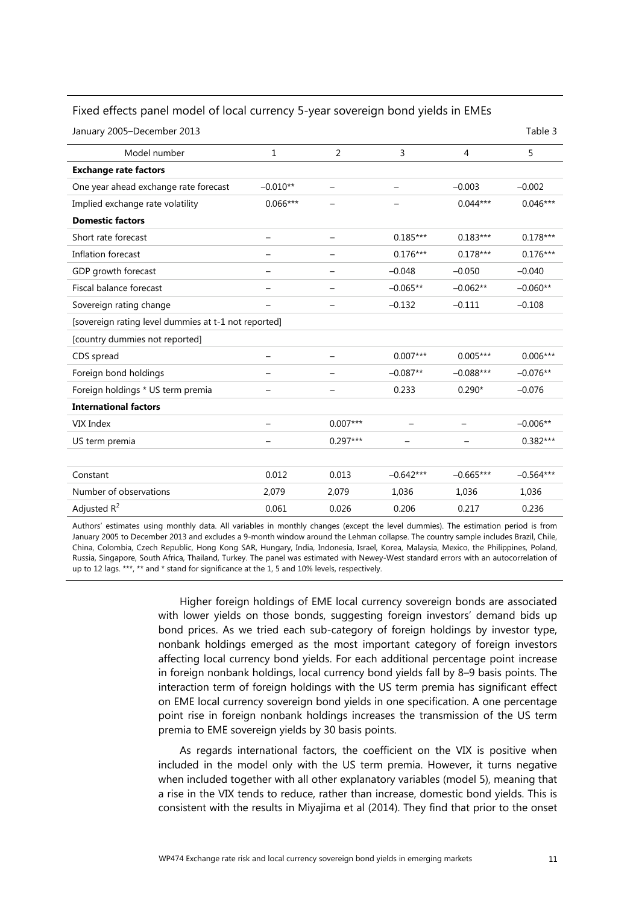Fixed effects panel model of local currency 5-year sovereign bond yields in EMEs

January 2005–December 2013

Table 3

| Model number | 1 | 2 | 3 | 4 | 5 |
|---|---|---|---|---|---|
| **Exchange rate factors** | | | | | |
| One year ahead exchange rate forecast | –0.010** | – | – | –0.003 | –0.002 |
| Implied exchange rate volatility | 0.066*** | – | – | 0.044*** | 0.046*** |
| **Domestic factors** | | | | | |
| Short rate forecast | – | – | 0.185*** | 0.183*** | 0.178*** |
| Inflation forecast | – | – | 0.176*** | 0.178*** | 0.176*** |
| GDP growth forecast | – | – | –0.048 | –0.050 | –0.040 |
| Fiscal balance forecast | – | – | –0.065** | –0.062** | –0.060** |
| Sovereign rating change | – | – | –0.132 | –0.111 | –0.108 |
| [sovereign rating level dummies at t-1 not reported] | | | | | |
| [country dummies not reported] | | | | | |
| CDS spread | – | – | 0.007*** | 0.005*** | 0.006*** |
| Foreign bond holdings | – | – | –0.087** | –0.088*** | –0.076** |
| Foreign holdings * US term premia | – | – | 0.233 | 0.290* | –0.076 |
| **International factors** | | | | | |
| VIX Index | – | 0.007*** | – | – | –0.006** |
| US term premia | – | 0.297*** | – | – | 0.382*** |
| | | | | | |
| Constant | 0.012 | 0.013 | –0.642*** | –0.665*** | –0.564*** |
| Number of observations | 2,079 | 2,079 | 1,036 | 1,036 | 1,036 |
| Adjusted $R^2$ | 0.061 | 0.026 | 0.206 | 0.217 | 0.236 |

Authors' estimates using monthly data. All variables in monthly changes (except the level dummies). The estimation period is from January 2005 to December 2013 and excludes a 9-month window around the Lehman collapse. The country sample includes Brazil, Chile, China, Colombia, Czech Republic, Hong Kong SAR, Hungary, India, Indonesia, Israel, Korea, Malaysia, Mexico, the Philippines, Poland, Russia, Singapore, South Africa, Thailand, Turkey. The panel was estimated with Newey-West standard errors with an autocorrelation of up to 12 lags. ***, ** and * stand for significance at the 1, 5 and 10% levels, respectively.

Higher foreign holdings of EME local currency sovereign bonds are associated with lower yields on those bonds, suggesting foreign investors' demand bids up bond prices. As we tried each sub-category of foreign holdings by investor type, nonbank holdings emerged as the most important category of foreign investors affecting local currency bond yields. For each additional percentage point increase in foreign nonbank holdings, local currency bond yields fall by 8–9 basis points. The interaction term of foreign holdings with the US term premia has significant effect on EME local currency sovereign bond yields in one specification. A one percentage point rise in foreign nonbank holdings increases the transmission of the US term premia to EME sovereign yields by 30 basis points.

As regards international factors, the coefficient on the VIX is positive when included in the model only with the US term premia. However, it turns negative when included together with all other explanatory variables (model 5), meaning that a rise in the VIX tends to reduce, rather than increase, domestic bond yields. This is consistent with the results in Miyajima et al (2014). They find that prior to the onset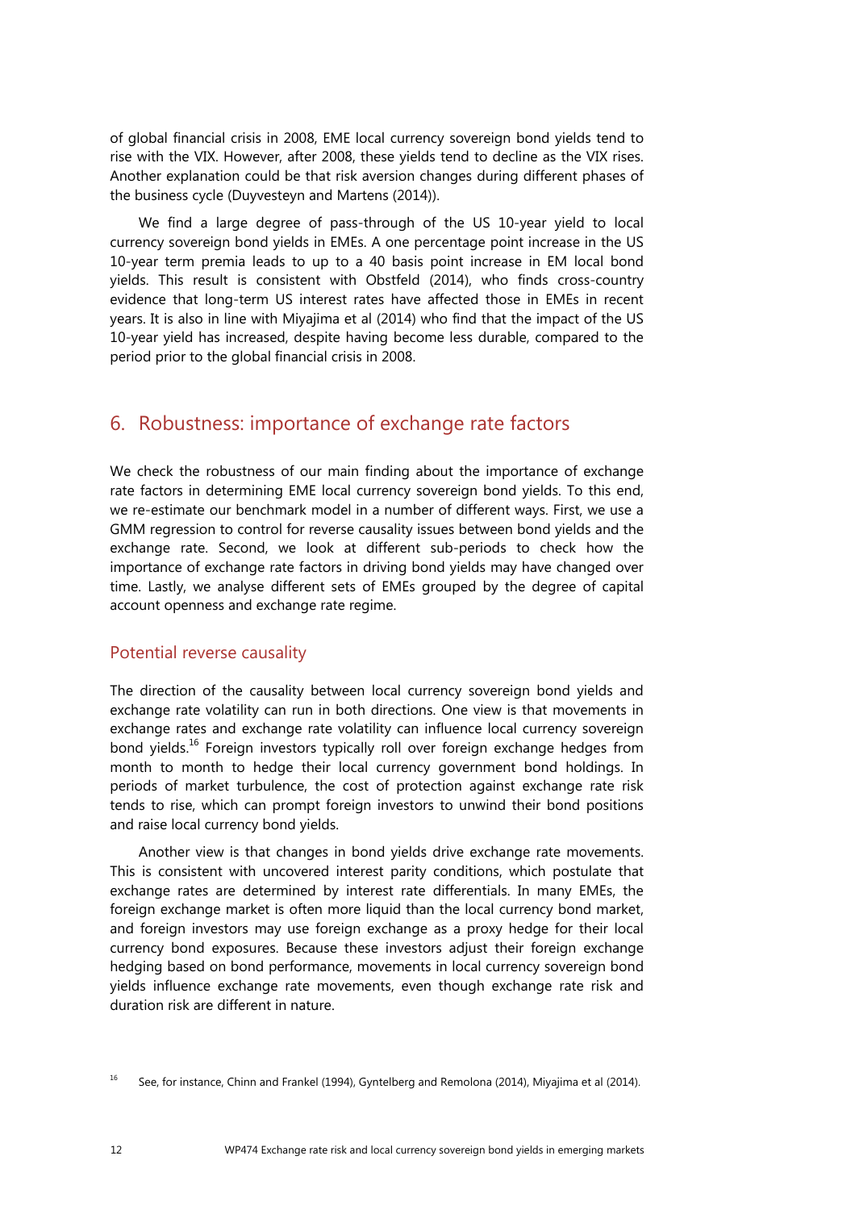of global financial crisis in 2008, EME local currency sovereign bond yields tend to rise with the VIX. However, after 2008, these yields tend to decline as the VIX rises. Another explanation could be that risk aversion changes during different phases of the business cycle (Duyvesteyn and Martens (2014)).

We find a large degree of pass-through of the US 10-year yield to local currency sovereign bond yields in EMEs. A one percentage point increase in the US 10-year term premia leads to up to a 40 basis point increase in EM local bond yields. This result is consistent with Obstfeld (2014), who finds cross-country evidence that long-term US interest rates have affected those in EMEs in recent years. It is also in line with Miyajima et al (2014) who find that the impact of the US 10-year yield has increased, despite having become less durable, compared to the period prior to the global financial crisis in 2008.

## 6. Robustness: importance of exchange rate factors

We check the robustness of our main finding about the importance of exchange rate factors in determining EME local currency sovereign bond yields. To this end, we re-estimate our benchmark model in a number of different ways. First, we use a GMM regression to control for reverse causality issues between bond yields and the exchange rate. Second, we look at different sub-periods to check how the importance of exchange rate factors in driving bond yields may have changed over time. Lastly, we analyse different sets of EMEs grouped by the degree of capital account openness and exchange rate regime.

### Potential reverse causality

The direction of the causality between local currency sovereign bond yields and exchange rate volatility can run in both directions. One view is that movements in exchange rates and exchange rate volatility can influence local currency sovereign bond yields.[16] Foreign investors typically roll over foreign exchange hedges from month to month to hedge their local currency government bond holdings. In periods of market turbulence, the cost of protection against exchange rate risk tends to rise, which can prompt foreign investors to unwind their bond positions and raise local currency bond yields.

Another view is that changes in bond yields drive exchange rate movements. This is consistent with uncovered interest parity conditions, which postulate that exchange rates are determined by interest rate differentials. In many EMEs, the foreign exchange market is often more liquid than the local currency bond market, and foreign investors may use foreign exchange as a proxy hedge for their local currency bond exposures. Because these investors adjust their foreign exchange hedging based on bond performance, movements in local currency sovereign bond yields influence exchange rate movements, even though exchange rate risk and duration risk are different in nature.

[16] See, for instance, Chinn and Frankel (1994), Gyntelberg and Remolona (2014), Miyajima et al (2014).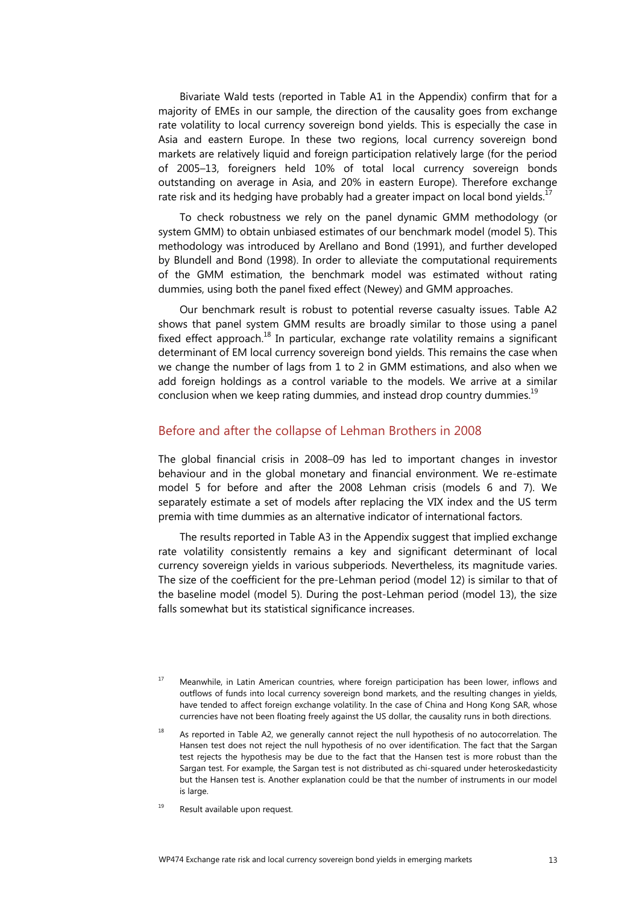Bivariate Wald tests (reported in Table A1 in the Appendix) confirm that for a majority of EMEs in our sample, the direction of the causality goes from exchange rate volatility to local currency sovereign bond yields. This is especially the case in Asia and eastern Europe. In these two regions, local currency sovereign bond markets are relatively liquid and foreign participation relatively large (for the period of 2005–13, foreigners held 10% of total local currency sovereign bonds outstanding on average in Asia, and 20% in eastern Europe). Therefore exchange rate risk and its hedging have probably had a greater impact on local bond yields.[17]

To check robustness we rely on the panel dynamic GMM methodology (or system GMM) to obtain unbiased estimates of our benchmark model (model 5). This methodology was introduced by Arellano and Bond (1991), and further developed by Blundell and Bond (1998). In order to alleviate the computational requirements of the GMM estimation, the benchmark model was estimated without rating dummies, using both the panel fixed effect (Newey) and GMM approaches.

Our benchmark result is robust to potential reverse casualty issues. Table A2 shows that panel system GMM results are broadly similar to those using a panel fixed effect approach.[18] In particular, exchange rate volatility remains a significant determinant of EM local currency sovereign bond yields. This remains the case when we change the number of lags from 1 to 2 in GMM estimations, and also when we add foreign holdings as a control variable to the models. We arrive at a similar conclusion when we keep rating dummies, and instead drop country dummies.[19]

## Before and after the collapse of Lehman Brothers in 2008

The global financial crisis in 2008–09 has led to important changes in investor behaviour and in the global monetary and financial environment. We re-estimate model 5 for before and after the 2008 Lehman crisis (models 6 and 7). We separately estimate a set of models after replacing the VIX index and the US term premia with time dummies as an alternative indicator of international factors.

The results reported in Table A3 in the Appendix suggest that implied exchange rate volatility consistently remains a key and significant determinant of local currency sovereign yields in various subperiods. Nevertheless, its magnitude varies. The size of the coefficient for the pre-Lehman period (model 12) is similar to that of the baseline model (model 5). During the post-Lehman period (model 13), the size falls somewhat but its statistical significance increases.

---

[17] Meanwhile, in Latin American countries, where foreign participation has been lower, inflows and outflows of funds into local currency sovereign bond markets, and the resulting changes in yields, have tended to affect foreign exchange volatility. In the case of China and Hong Kong SAR, whose currencies have not been floating freely against the US dollar, the causality runs in both directions.

[18] As reported in Table A2, we generally cannot reject the null hypothesis of no autocorrelation. The Hansen test does not reject the null hypothesis of no over identification. The fact that the Sargan test rejects the hypothesis may be due to the fact that the Hansen test is more robust than the Sargan test. For example, the Sargan test is not distributed as chi-squared under heteroskedasticity but the Hansen test is. Another explanation could be that the number of instruments in our model is large.

[19] Result available upon request.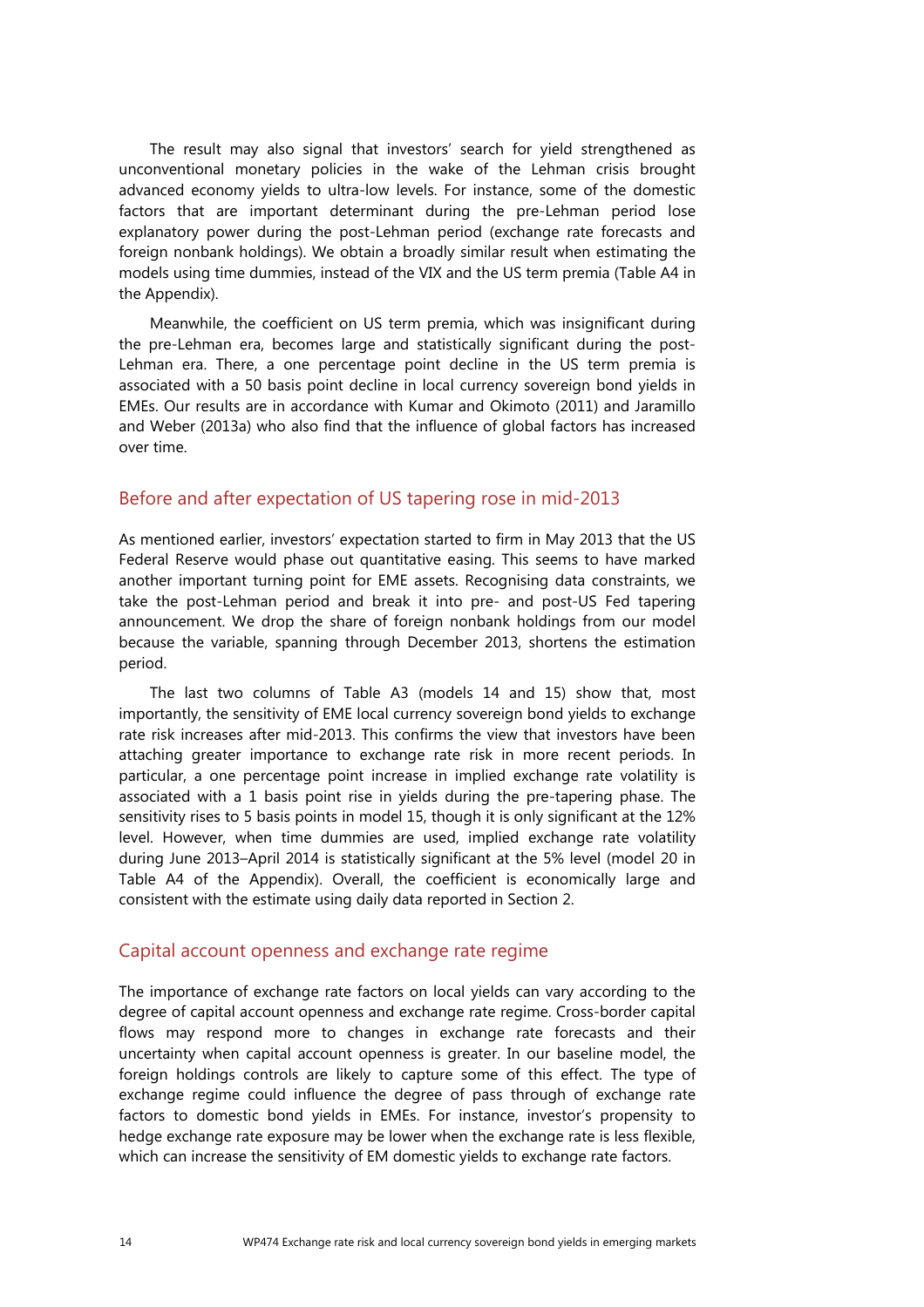The result may also signal that investors' search for yield strengthened as unconventional monetary policies in the wake of the Lehman crisis brought advanced economy yields to ultra-low levels. For instance, some of the domestic factors that are important determinant during the pre-Lehman period lose explanatory power during the post-Lehman period (exchange rate forecasts and foreign nonbank holdings). We obtain a broadly similar result when estimating the models using time dummies, instead of the VIX and the US term premia (Table A4 in the Appendix).

Meanwhile, the coefficient on US term premia, which was insignificant during the pre-Lehman era, becomes large and statistically significant during the post-Lehman era. There, a one percentage point decline in the US term premia is associated with a 50 basis point decline in local currency sovereign bond yields in EMEs. Our results are in accordance with Kumar and Okimoto (2011) and Jaramillo and Weber (2013a) who also find that the influence of global factors has increased over time.

## Before and after expectation of US tapering rose in mid-2013

As mentioned earlier, investors' expectation started to firm in May 2013 that the US Federal Reserve would phase out quantitative easing. This seems to have marked another important turning point for EME assets. Recognising data constraints, we take the post-Lehman period and break it into pre- and post-US Fed tapering announcement. We drop the share of foreign nonbank holdings from our model because the variable, spanning through December 2013, shortens the estimation period.

The last two columns of Table A3 (models 14 and 15) show that, most importantly, the sensitivity of EME local currency sovereign bond yields to exchange rate risk increases after mid-2013. This confirms the view that investors have been attaching greater importance to exchange rate risk in more recent periods. In particular, a one percentage point increase in implied exchange rate volatility is associated with a 1 basis point rise in yields during the pre-tapering phase. The sensitivity rises to 5 basis points in model 15, though it is only significant at the 12% level. However, when time dummies are used, implied exchange rate volatility during June 2013–April 2014 is statistically significant at the 5% level (model 20 in Table A4 of the Appendix). Overall, the coefficient is economically large and consistent with the estimate using daily data reported in Section 2.

## Capital account openness and exchange rate regime

The importance of exchange rate factors on local yields can vary according to the degree of capital account openness and exchange rate regime. Cross-border capital flows may respond more to changes in exchange rate forecasts and their uncertainty when capital account openness is greater. In our baseline model, the foreign holdings controls are likely to capture some of this effect. The type of exchange regime could influence the degree of pass through of exchange rate factors to domestic bond yields in EMEs. For instance, investor's propensity to hedge exchange rate exposure may be lower when the exchange rate is less flexible, which can increase the sensitivity of EM domestic yields to exchange rate factors.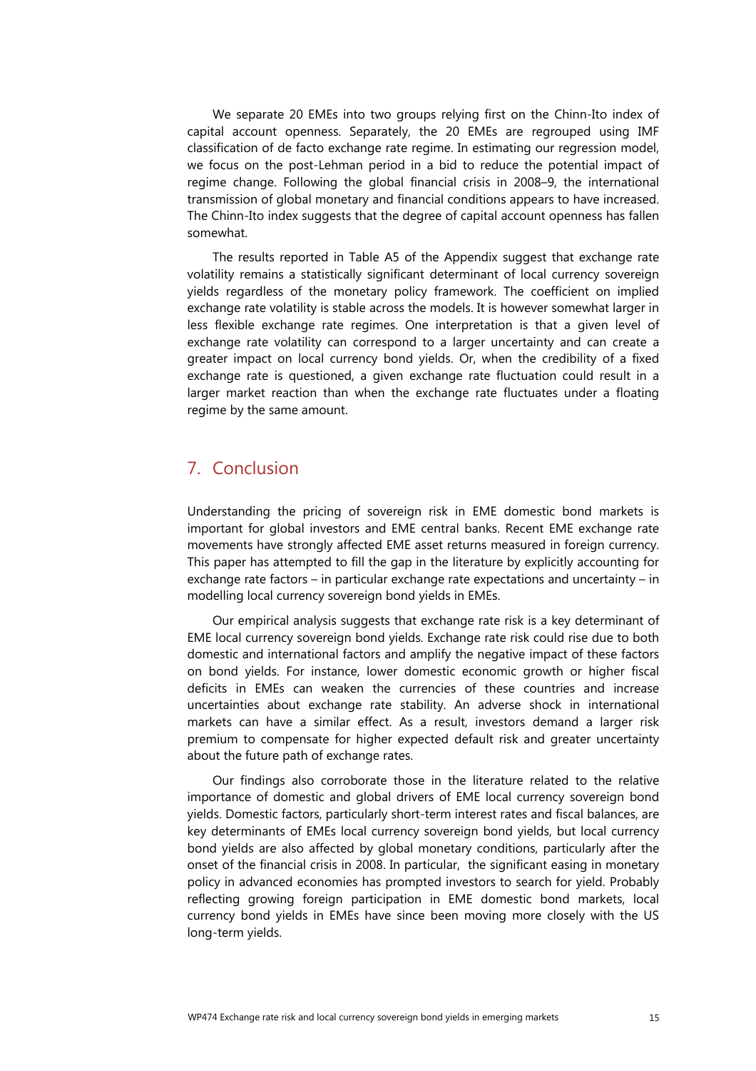We separate 20 EMEs into two groups relying first on the Chinn-Ito index of capital account openness. Separately, the 20 EMEs are regrouped using IMF classification of de facto exchange rate regime. In estimating our regression model, we focus on the post-Lehman period in a bid to reduce the potential impact of regime change. Following the global financial crisis in 2008–9, the international transmission of global monetary and financial conditions appears to have increased. The Chinn-Ito index suggests that the degree of capital account openness has fallen somewhat.

The results reported in Table A5 of the Appendix suggest that exchange rate volatility remains a statistically significant determinant of local currency sovereign yields regardless of the monetary policy framework. The coefficient on implied exchange rate volatility is stable across the models. It is however somewhat larger in less flexible exchange rate regimes. One interpretation is that a given level of exchange rate volatility can correspond to a larger uncertainty and can create a greater impact on local currency bond yields. Or, when the credibility of a fixed exchange rate is questioned, a given exchange rate fluctuation could result in a larger market reaction than when the exchange rate fluctuates under a floating regime by the same amount.

## 7. Conclusion

Understanding the pricing of sovereign risk in EME domestic bond markets is important for global investors and EME central banks. Recent EME exchange rate movements have strongly affected EME asset returns measured in foreign currency. This paper has attempted to fill the gap in the literature by explicitly accounting for exchange rate factors – in particular exchange rate expectations and uncertainty – in modelling local currency sovereign bond yields in EMEs.

Our empirical analysis suggests that exchange rate risk is a key determinant of EME local currency sovereign bond yields. Exchange rate risk could rise due to both domestic and international factors and amplify the negative impact of these factors on bond yields. For instance, lower domestic economic growth or higher fiscal deficits in EMEs can weaken the currencies of these countries and increase uncertainties about exchange rate stability. An adverse shock in international markets can have a similar effect. As a result, investors demand a larger risk premium to compensate for higher expected default risk and greater uncertainty about the future path of exchange rates.

Our findings also corroborate those in the literature related to the relative importance of domestic and global drivers of EME local currency sovereign bond yields. Domestic factors, particularly short-term interest rates and fiscal balances, are key determinants of EMEs local currency sovereign bond yields, but local currency bond yields are also affected by global monetary conditions, particularly after the onset of the financial crisis in 2008. In particular, the significant easing in monetary policy in advanced economies has prompted investors to search for yield. Probably reflecting growing foreign participation in EME domestic bond markets, local currency bond yields in EMEs have since been moving more closely with the US long-term yields.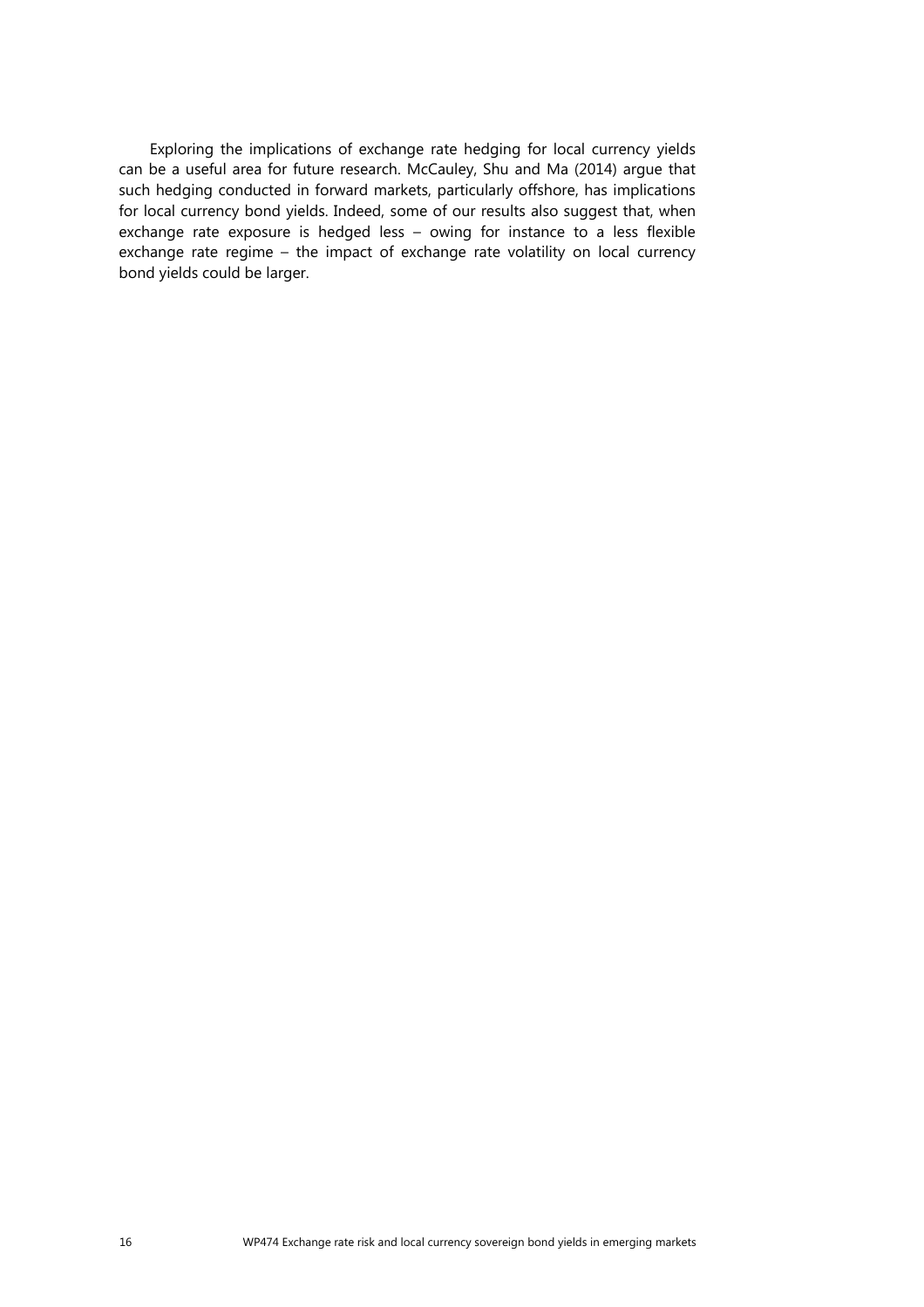Exploring the implications of exchange rate hedging for local currency yields can be a useful area for future research. McCauley, Shu and Ma (2014) argue that such hedging conducted in forward markets, particularly offshore, has implications for local currency bond yields. Indeed, some of our results also suggest that, when exchange rate exposure is hedged less – owing for instance to a less flexible exchange rate regime – the impact of exchange rate volatility on local currency bond yields could be larger.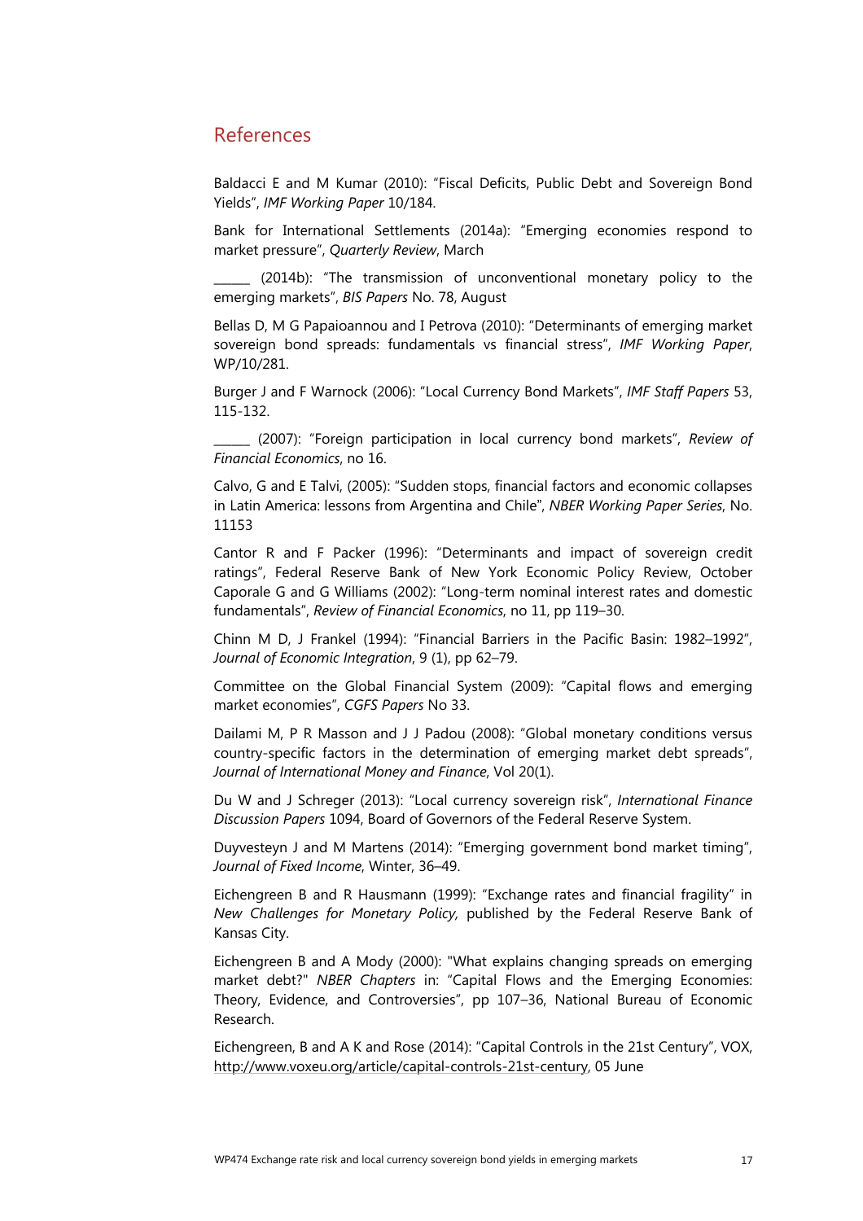## References

Baldacci E and M Kumar (2010): "Fiscal Deficits, Public Debt and Sovereign Bond Yields", *IMF Working Paper* 10/184.

Bank for International Settlements (2014a): "Emerging economies respond to market pressure", *Quarterly Review*, March

______ (2014b): "The transmission of unconventional monetary policy to the emerging markets", *BIS Papers* No. 78, August

Bellas D, M G Papaioannou and I Petrova (2010): "Determinants of emerging market sovereign bond spreads: fundamentals vs financial stress", *IMF Working Paper*, WP/10/281.

Burger J and F Warnock (2006): "Local Currency Bond Markets", *IMF Staff Papers* 53, 115-132.

______ (2007): "Foreign participation in local currency bond markets", *Review of Financial Economics*, no 16.

Calvo, G and E Talvi, (2005): "Sudden stops, financial factors and economic collapses in Latin America: lessons from Argentina and Chile", *NBER Working Paper Series*, No. 11153

Cantor R and F Packer (1996): "Determinants and impact of sovereign credit ratings", Federal Reserve Bank of New York Economic Policy Review, October

Caporale G and G Williams (2002): "Long-term nominal interest rates and domestic fundamentals", *Review of Financial Economics*, no 11, pp 119–30.

Chinn M D, J Frankel (1994): "Financial Barriers in the Pacific Basin: 1982–1992", *Journal of Economic Integration*, 9 (1), pp 62–79.

Committee on the Global Financial System (2009): "Capital flows and emerging market economies", *CGFS Papers* No 33.

Dailami M, P R Masson and J J Padou (2008): "Global monetary conditions versus country-specific factors in the determination of emerging market debt spreads", *Journal of International Money and Finance*, Vol 20(1).

Du W and J Schreger (2013): "Local currency sovereign risk", *International Finance Discussion Papers* 1094, Board of Governors of the Federal Reserve System.

Duyvesteyn J and M Martens (2014): "Emerging government bond market timing", *Journal of Fixed Income*, Winter, 36–49.

Eichengreen B and R Hausmann (1999): "Exchange rates and financial fragility" in *New Challenges for Monetary Policy,* published by the Federal Reserve Bank of Kansas City.

Eichengreen B and A Mody (2000): "What explains changing spreads on emerging market debt?" *NBER Chapters* in: "Capital Flows and the Emerging Economies: Theory, Evidence, and Controversies", pp 107–36, National Bureau of Economic Research.

Eichengreen, B and A K and Rose (2014): "Capital Controls in the 21st Century", VOX, http://www.voxeu.org/article/capital-controls-21st-century, 05 June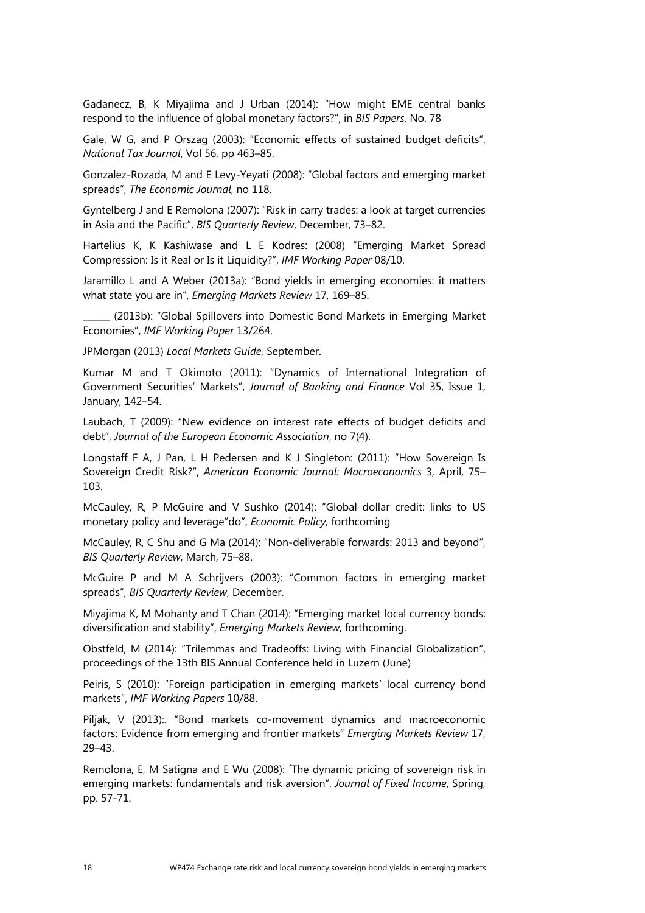Gadanecz, B, K Miyajima and J Urban (2014): "How might EME central banks respond to the influence of global monetary factors?", in *BIS Papers*, No. 78

Gale, W G, and P Orszag (2003): "Economic effects of sustained budget deficits", *National Tax Journal*, Vol 56, pp 463–85.

Gonzalez-Rozada, M and E Levy-Yeyati (2008): "Global factors and emerging market spreads", *The Economic Journal*, no 118.

Gyntelberg J and E Remolona (2007): "Risk in carry trades: a look at target currencies in Asia and the Pacific", *BIS Quarterly Review*, December, 73–82.

Hartelius K, K Kashiwase and L E Kodres: (2008) "Emerging Market Spread Compression: Is it Real or Is it Liquidity?", *IMF Working Paper* 08/10.

Jaramillo L and A Weber (2013a): "Bond yields in emerging economies: it matters what state you are in", *Emerging Markets Review* 17, 169–85.

______ (2013b): "Global Spillovers into Domestic Bond Markets in Emerging Market Economies", *IMF Working Paper* 13/264.

JPMorgan (2013) *Local Markets Guide*, September.

Kumar M and T Okimoto (2011): "Dynamics of International Integration of Government Securities' Markets", *Journal of Banking and Finance* Vol 35, Issue 1, January, 142–54.

Laubach, T (2009): "New evidence on interest rate effects of budget deficits and debt", *Journal of the European Economic Association*, no 7(4).

Longstaff F A, J Pan, L H Pedersen and K J Singleton: (2011): "How Sovereign Is Sovereign Credit Risk?", *American Economic Journal: Macroeconomics* 3, April, 75–103.

McCauley, R, P McGuire and V Sushko (2014): "Global dollar credit: links to US monetary policy and leverage"do", *Economic Policy,* forthcoming

McCauley, R, C Shu and G Ma (2014): "Non-deliverable forwards: 2013 and beyond", *BIS Quarterly Review*, March, 75–88.

McGuire P and M A Schrijvers (2003): "Common factors in emerging market spreads", *BIS Quarterly Review*, December.

Miyajima K, M Mohanty and T Chan (2014): "Emerging market local currency bonds: diversification and stability", *Emerging Markets Review*, forthcoming.

Obstfeld, M (2014): "Trilemmas and Tradeoffs: Living with Financial Globalization", proceedings of the 13th BIS Annual Conference held in Luzern (June)

Peiris, S (2010): "Foreign participation in emerging markets' local currency bond markets", *IMF Working Papers* 10/88.

Piljak, V (2013):. "Bond markets co-movement dynamics and macroeconomic factors: Evidence from emerging and frontier markets" *Emerging Markets Review* 17, 29–43.

Remolona, E, M Satigna and E Wu (2008): ´The dynamic pricing of sovereign risk in emerging markets: fundamentals and risk aversion", *Journal of Fixed Income*, Spring, pp. 57-71.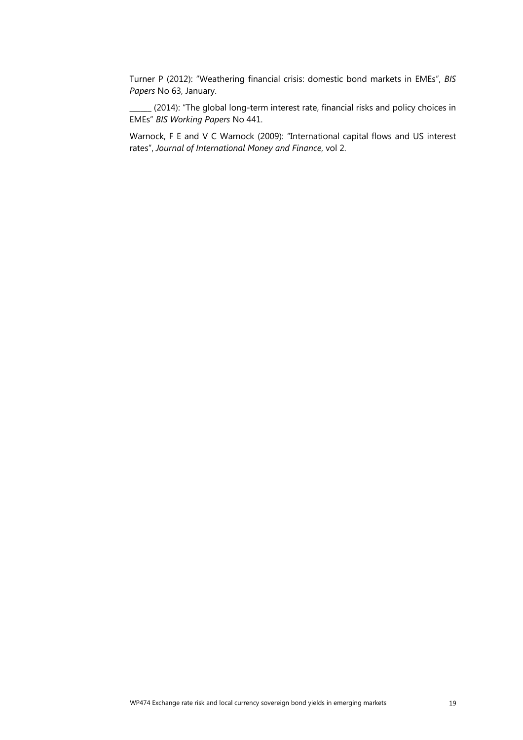Turner P (2012): "Weathering financial crisis: domestic bond markets in EMEs", *BIS Papers* No 63, January.

______ (2014): "The global long-term interest rate, financial risks and policy choices in EMEs" *BIS Working Papers* No 441.

Warnock, F E and V C Warnock (2009): "International capital flows and US interest rates", *Journal of International Money and Finance*, vol 2.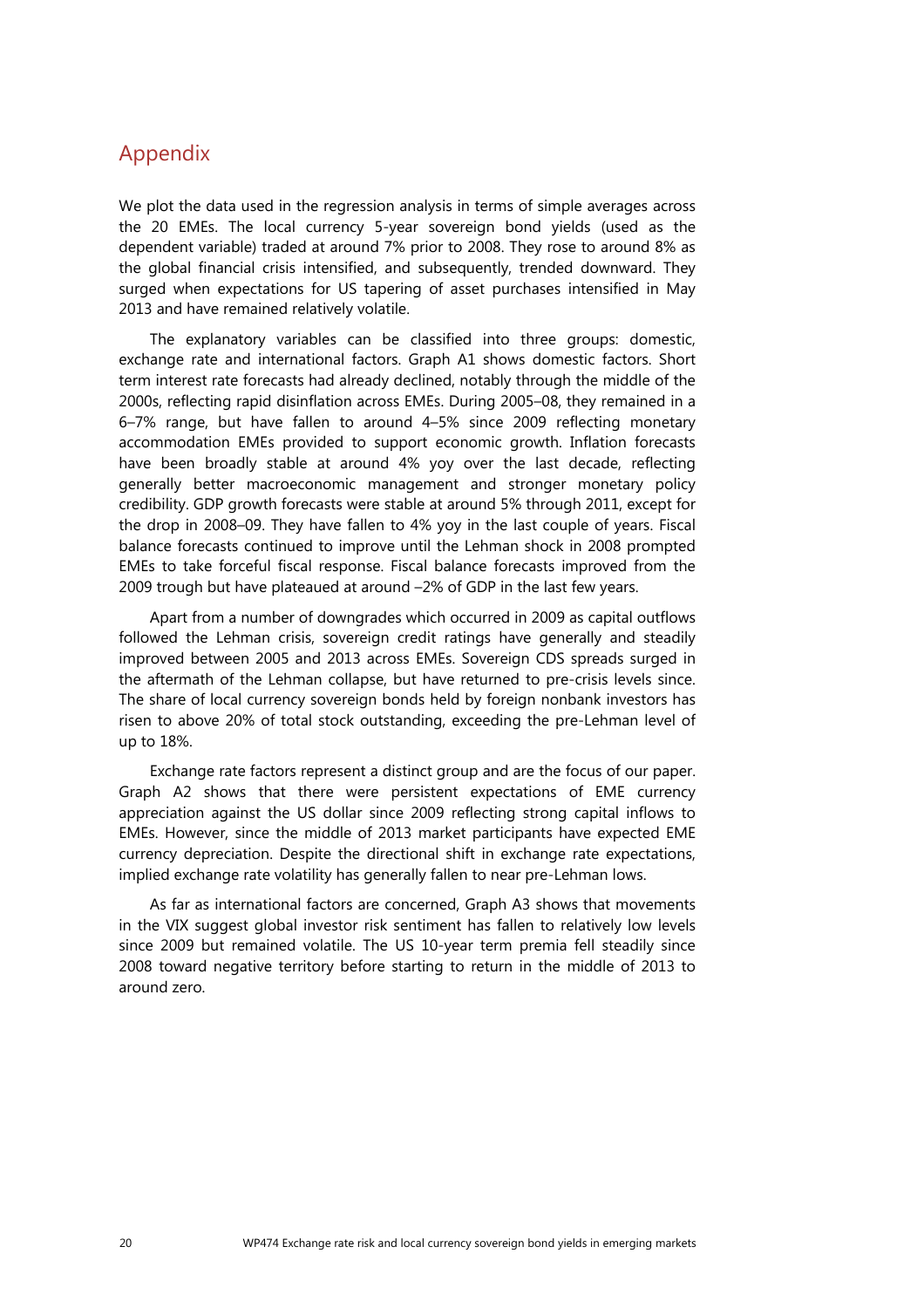## Appendix

We plot the data used in the regression analysis in terms of simple averages across the 20 EMEs. The local currency 5-year sovereign bond yields (used as the dependent variable) traded at around 7% prior to 2008. They rose to around 8% as the global financial crisis intensified, and subsequently, trended downward. They surged when expectations for US tapering of asset purchases intensified in May 2013 and have remained relatively volatile.

The explanatory variables can be classified into three groups: domestic, exchange rate and international factors. Graph A1 shows domestic factors. Short term interest rate forecasts had already declined, notably through the middle of the 2000s, reflecting rapid disinflation across EMEs. During 2005–08, they remained in a 6–7% range, but have fallen to around 4–5% since 2009 reflecting monetary accommodation EMEs provided to support economic growth. Inflation forecasts have been broadly stable at around 4% yoy over the last decade, reflecting generally better macroeconomic management and stronger monetary policy credibility. GDP growth forecasts were stable at around 5% through 2011, except for the drop in 2008–09. They have fallen to 4% yoy in the last couple of years. Fiscal balance forecasts continued to improve until the Lehman shock in 2008 prompted EMEs to take forceful fiscal response. Fiscal balance forecasts improved from the 2009 trough but have plateaued at around –2% of GDP in the last few years.

Apart from a number of downgrades which occurred in 2009 as capital outflows followed the Lehman crisis, sovereign credit ratings have generally and steadily improved between 2005 and 2013 across EMEs. Sovereign CDS spreads surged in the aftermath of the Lehman collapse, but have returned to pre-crisis levels since. The share of local currency sovereign bonds held by foreign nonbank investors has risen to above 20% of total stock outstanding, exceeding the pre-Lehman level of up to 18%.

Exchange rate factors represent a distinct group and are the focus of our paper. Graph A2 shows that there were persistent expectations of EME currency appreciation against the US dollar since 2009 reflecting strong capital inflows to EMEs. However, since the middle of 2013 market participants have expected EME currency depreciation. Despite the directional shift in exchange rate expectations, implied exchange rate volatility has generally fallen to near pre-Lehman lows.

As far as international factors are concerned, Graph A3 shows that movements in the VIX suggest global investor risk sentiment has fallen to relatively low levels since 2009 but remained volatile. The US 10-year term premia fell steadily since 2008 toward negative territory before starting to return in the middle of 2013 to around zero.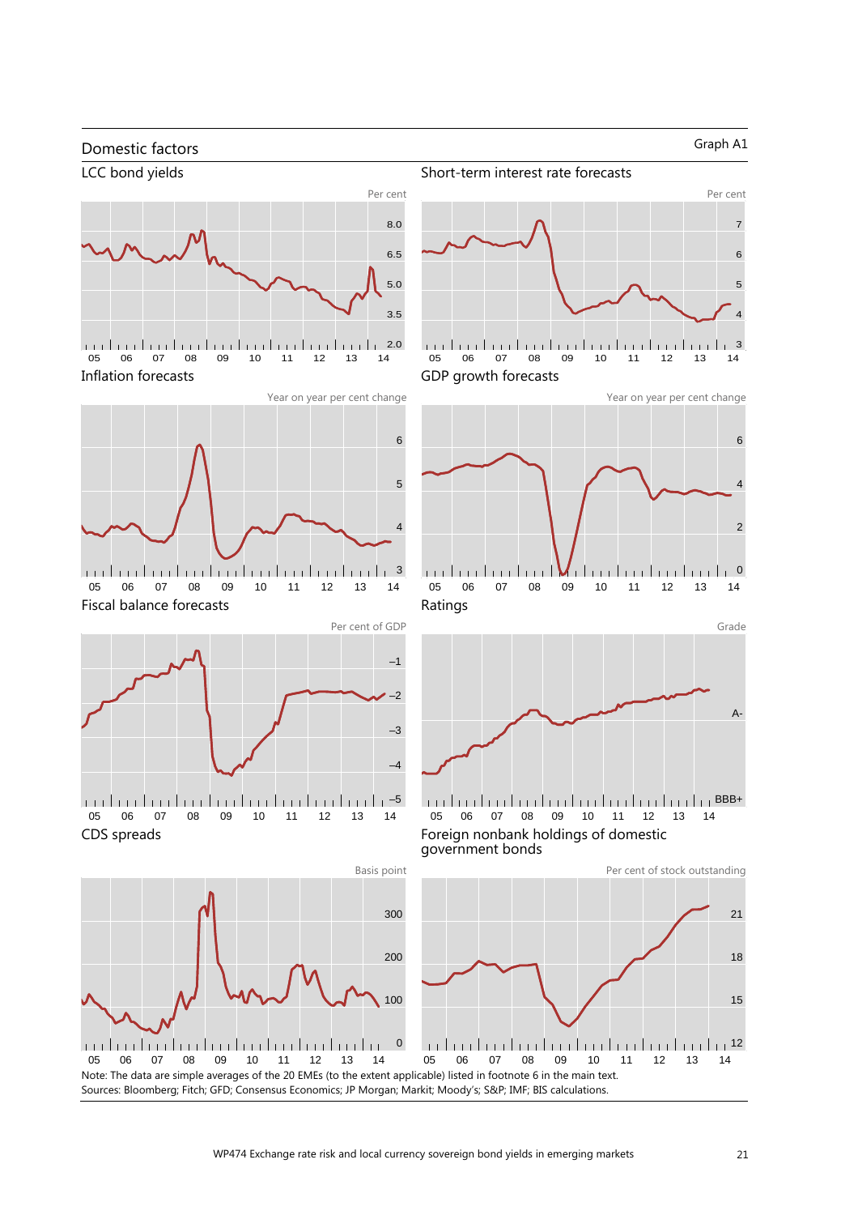## Domestic factors

Graph A1

LCC bond yields

Short-term interest rate forecasts

Inflation forecasts

GDP growth forecasts

Fiscal balance forecasts

Ratings

CDS spreads

Foreign nonbank holdings of domestic government bonds

Note: The data are simple averages of the 20 EMEs (to the extent applicable) listed in footnote 6 in the main text.

Sources: Bloomberg; Fitch; GFD; Consensus Economics; JP Morgan; Markit; Moody's; S&P; IMF; BIS calculations.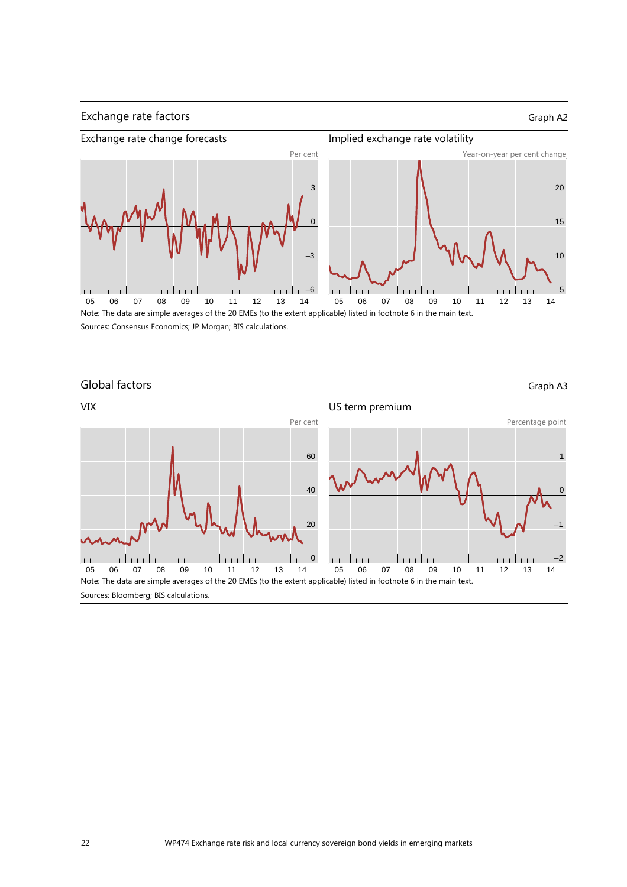## Exchange rate factors

Graph A2

Exchange rate change forecasts

Implied exchange rate volatility

Note: The data are simple averages of the 20 EMEs (to the extent applicable) listed in footnote 6 in the main text.

Sources: Consensus Economics; JP Morgan; BIS calculations.

## Global factors

Graph A3

VIX

US term premium

Note: The data are simple averages of the 20 EMEs (to the extent applicable) listed in footnote 6 in the main text.

Sources: Bloomberg; BIS calculations.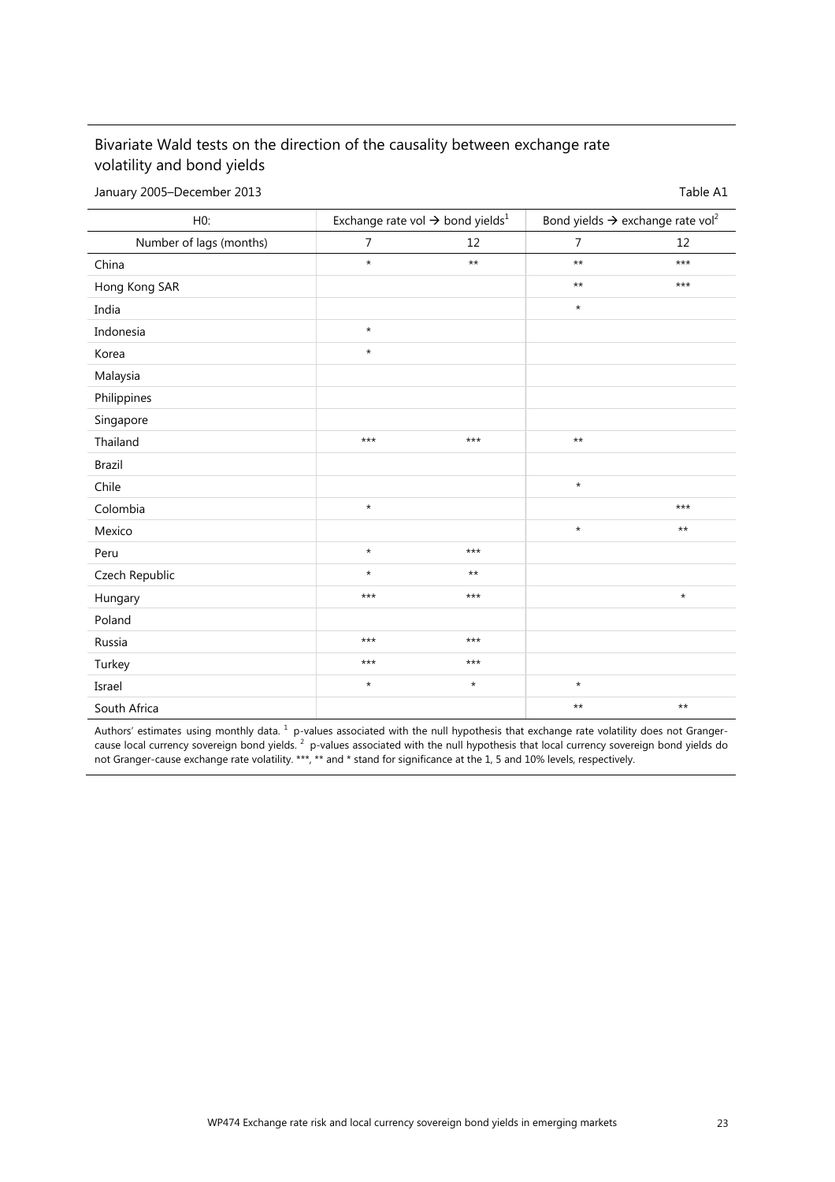## Bivariate Wald tests on the direction of the causality between exchange rate volatility and bond yields

January 2005–December 2013 Table A1

| H0: | Exchange rate vol → bond yields[1] | | Bond yields → exchange rate vol[2] | |
|---|---|---|---|---|
| Number of lags (months) | 7 | 12 | 7 | 12 |
| China | * | ** | ** | *** |
| Hong Kong SAR | | | ** | *** |
| India | | | * | |
| Indonesia | * | | | |
| Korea | * | | | |
| Malaysia | | | | |
| Philippines | | | | |
| Singapore | | | | |
| Thailand | *** | *** | ** | |
| Brazil | | | | |
| Chile | | | * | |
| Colombia | * | | | *** |
| Mexico | | | * | ** |
| Peru | * | *** | | |
| Czech Republic | * | ** | | |
| Hungary | *** | *** | | * |
| Poland | | | | |
| Russia | *** | *** | | |
| Turkey | *** | *** | | |
| Israel | * | * | * | |
| South Africa | | | ** | ** |

Authors' estimates using monthly data. [1] p-values associated with the null hypothesis that exchange rate volatility does not Granger-cause local currency sovereign bond yields. [2] p-values associated with the null hypothesis that local currency sovereign bond yields do not Granger-cause exchange rate volatility. ***, ** and * stand for significance at the 1, 5 and 10% levels, respectively.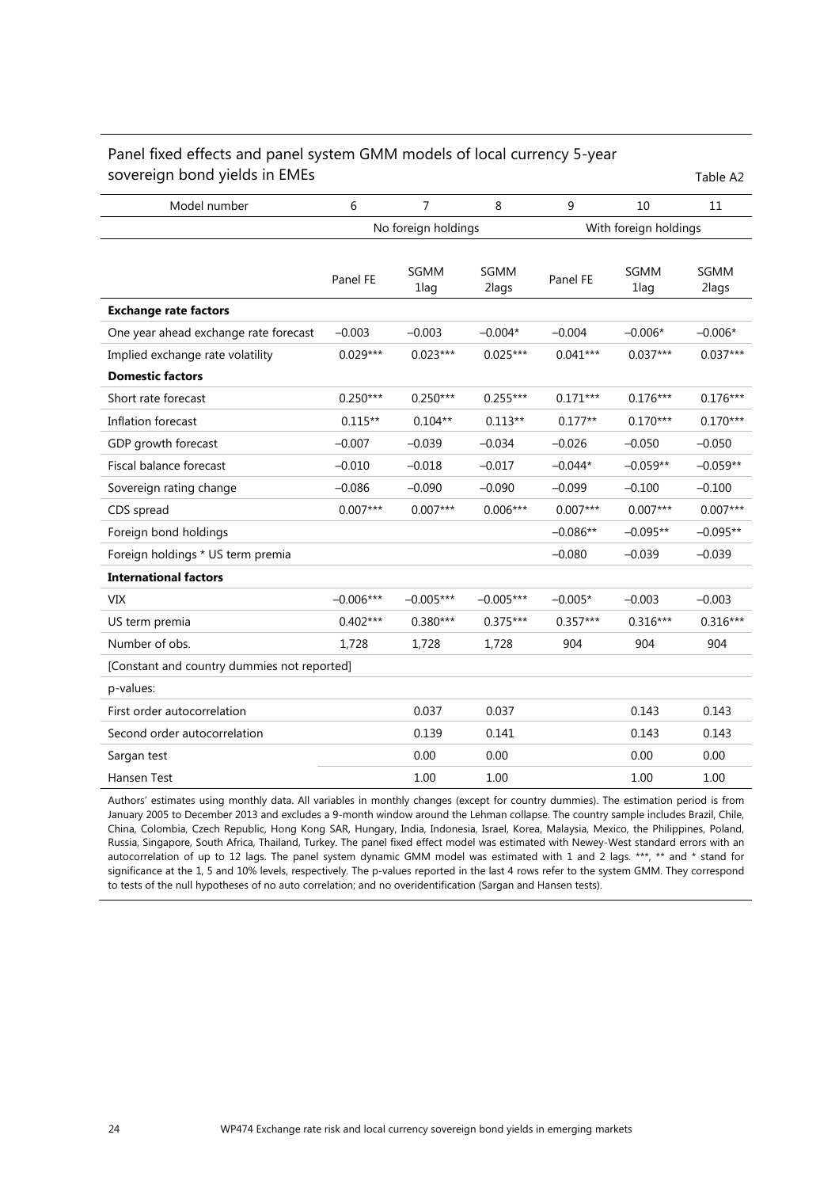Panel fixed effects and panel system GMM models of local currency 5-year sovereign bond yields in EMEs

Table A2

| Model number | 6 | 7 | 8 | 9 | 10 | 11 |
|---|---|---|---|---|---|---|
| | No foreign holdings | | | With foreign holdings | | |
| | Panel FE | SGMM 1lag | SGMM 2lags | Panel FE | SGMM 1lag | SGMM 2lags |
| **Exchange rate factors** | | | | | | |
| One year ahead exchange rate forecast | –0.003 | –0.003 | –0.004* | –0.004 | –0.006* | –0.006* |
| Implied exchange rate volatility | 0.029*** | 0.023*** | 0.025*** | 0.041*** | 0.037*** | 0.037*** |
| **Domestic factors** | | | | | | |
| Short rate forecast | 0.250*** | 0.250*** | 0.255*** | 0.171*** | 0.176*** | 0.176*** |
| Inflation forecast | 0.115** | 0.104** | 0.113** | 0.177** | 0.170*** | 0.170*** |
| GDP growth forecast | –0.007 | –0.039 | –0.034 | –0.026 | –0.050 | –0.050 |
| Fiscal balance forecast | –0.010 | –0.018 | –0.017 | –0.044* | –0.059** | –0.059** |
| Sovereign rating change | –0.086 | –0.090 | –0.090 | –0.099 | –0.100 | –0.100 |
| CDS spread | 0.007*** | 0.007*** | 0.006*** | 0.007*** | 0.007*** | 0.007*** |
| Foreign bond holdings | | | | –0.086** | –0.095** | –0.095** |
| Foreign holdings * US term premia | | | | –0.080 | –0.039 | –0.039 |
| **International factors** | | | | | | |
| VIX | –0.006*** | –0.005*** | –0.005*** | –0.005* | –0.003 | –0.003 |
| US term premia | 0.402*** | 0.380*** | 0.375*** | 0.357*** | 0.316*** | 0.316*** |
| Number of obs. | 1,728 | 1,728 | 1,728 | 904 | 904 | 904 |
| [Constant and country dummies not reported] | | | | | | |
| p-values: | | | | | | |
| First order autocorrelation | | 0.037 | 0.037 | | 0.143 | 0.143 |
| Second order autocorrelation | | 0.139 | 0.141 | | 0.143 | 0.143 |
| Sargan test | | 0.00 | 0.00 | | 0.00 | 0.00 |
| Hansen Test | | 1.00 | 1.00 | | 1.00 | 1.00 |

Authors' estimates using monthly data. All variables in monthly changes (except for country dummies). The estimation period is from January 2005 to December 2013 and excludes a 9-month window around the Lehman collapse. The country sample includes Brazil, Chile, China, Colombia, Czech Republic, Hong Kong SAR, Hungary, India, Indonesia, Israel, Korea, Malaysia, Mexico, the Philippines, Poland, Russia, Singapore, South Africa, Thailand, Turkey. The panel fixed effect model was estimated with Newey-West standard errors with an autocorrelation of up to 12 lags. The panel system dynamic GMM model was estimated with 1 and 2 lags. ***, ** and * stand for significance at the 1, 5 and 10% levels, respectively. The p-values reported in the last 4 rows refer to the system GMM. They correspond to tests of the null hypotheses of no auto correlation; and no overidentification (Sargan and Hansen tests).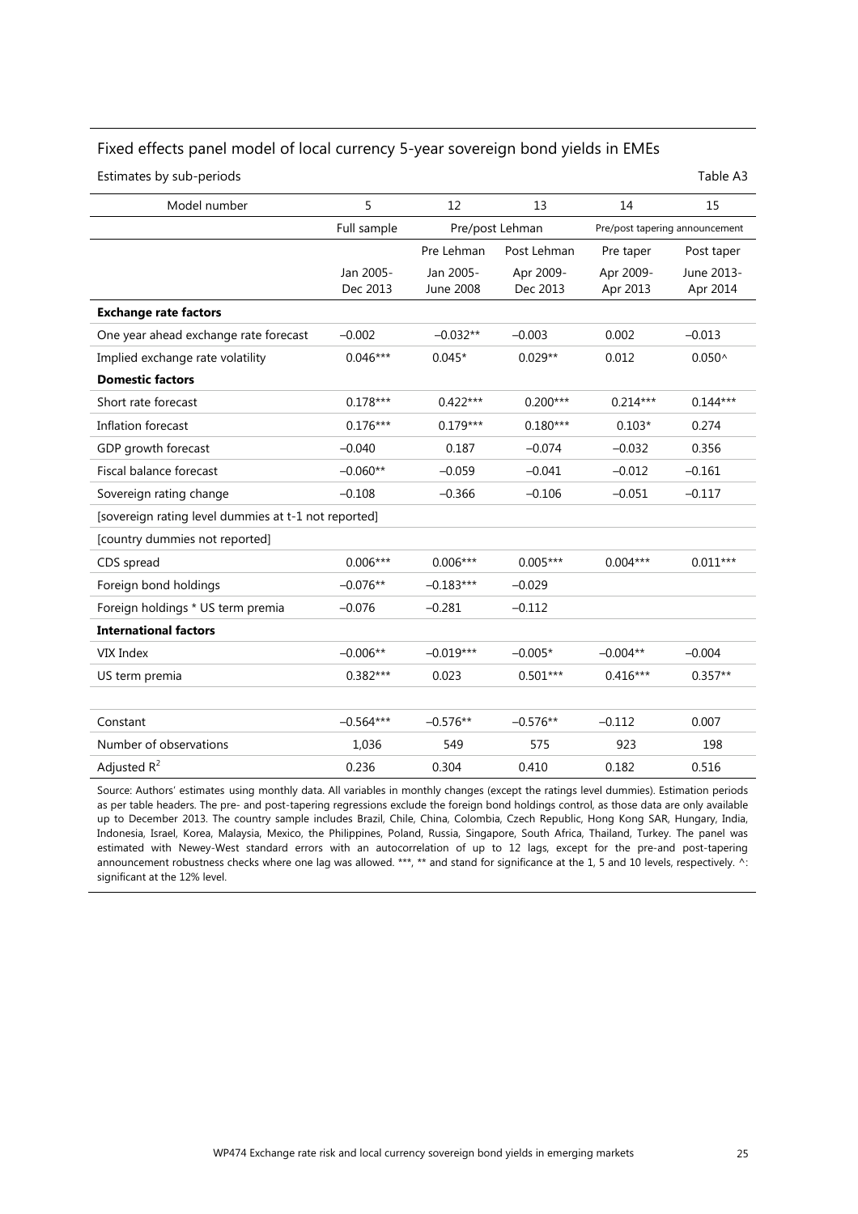Fixed effects panel model of local currency 5-year sovereign bond yields in EMEs

Estimates by sub-periods

Table A3

| Model number | 5 | 12 | 13 | 14 | 15 |
|---|---|---|---|---|---|
| | Full sample | Pre/post Lehman | | Pre/post tapering announcement | |
| | | Pre Lehman | Post Lehman | Pre taper | Post taper |
| | Jan 2005-Dec 2013 | Jan 2005-June 2008 | Apr 2009-Dec 2013 | Apr 2009-Apr 2013 | June 2013-Apr 2014 |
| **Exchange rate factors** | | | | | |
| One year ahead exchange rate forecast | –0.002 | –0.032** | –0.003 | 0.002 | –0.013 |
| Implied exchange rate volatility | 0.046*** | 0.045* | 0.029** | 0.012 | 0.050^ |
| **Domestic factors** | | | | | |
| Short rate forecast | 0.178*** | 0.422*** | 0.200*** | 0.214*** | 0.144*** |
| Inflation forecast | 0.176*** | 0.179*** | 0.180*** | 0.103* | 0.274 |
| GDP growth forecast | –0.040 | 0.187 | –0.074 | –0.032 | 0.356 |
| Fiscal balance forecast | –0.060** | –0.059 | –0.041 | –0.012 | –0.161 |
| Sovereign rating change | –0.108 | –0.366 | –0.106 | –0.051 | –0.117 |
| [sovereign rating level dummies at t-1 not reported] | | | | | |
| [country dummies not reported] | | | | | |
| CDS spread | 0.006*** | 0.006*** | 0.005*** | 0.004*** | 0.011*** |
| Foreign bond holdings | –0.076** | –0.183*** | –0.029 | | |
| Foreign holdings * US term premia | –0.076 | –0.281 | –0.112 | | |
| **International factors** | | | | | |
| VIX Index | –0.006** | –0.019*** | –0.005* | –0.004** | –0.004 |
| US term premia | 0.382*** | 0.023 | 0.501*** | 0.416*** | 0.357** |
| | | | | | |
| Constant | –0.564*** | –0.576** | –0.576** | –0.112 | 0.007 |
| Number of observations | 1,036 | 549 | 575 | 923 | 198 |
| Adjusted $R^2$ | 0.236 | 0.304 | 0.410 | 0.182 | 0.516 |

Source: Authors' estimates using monthly data. All variables in monthly changes (except the ratings level dummies). Estimation periods as per table headers. The pre- and post-tapering regressions exclude the foreign bond holdings control, as those data are only available up to December 2013. The country sample includes Brazil, Chile, China, Colombia, Czech Republic, Hong Kong SAR, Hungary, India, Indonesia, Israel, Korea, Malaysia, Mexico, the Philippines, Poland, Russia, Singapore, South Africa, Thailand, Turkey. The panel was estimated with Newey-West standard errors with an autocorrelation of up to 12 lags, except for the pre-and post-tapering announcement robustness checks where one lag was allowed. ***, ** and stand for significance at the 1, 5 and 10 levels, respectively. ^: significant at the 12% level.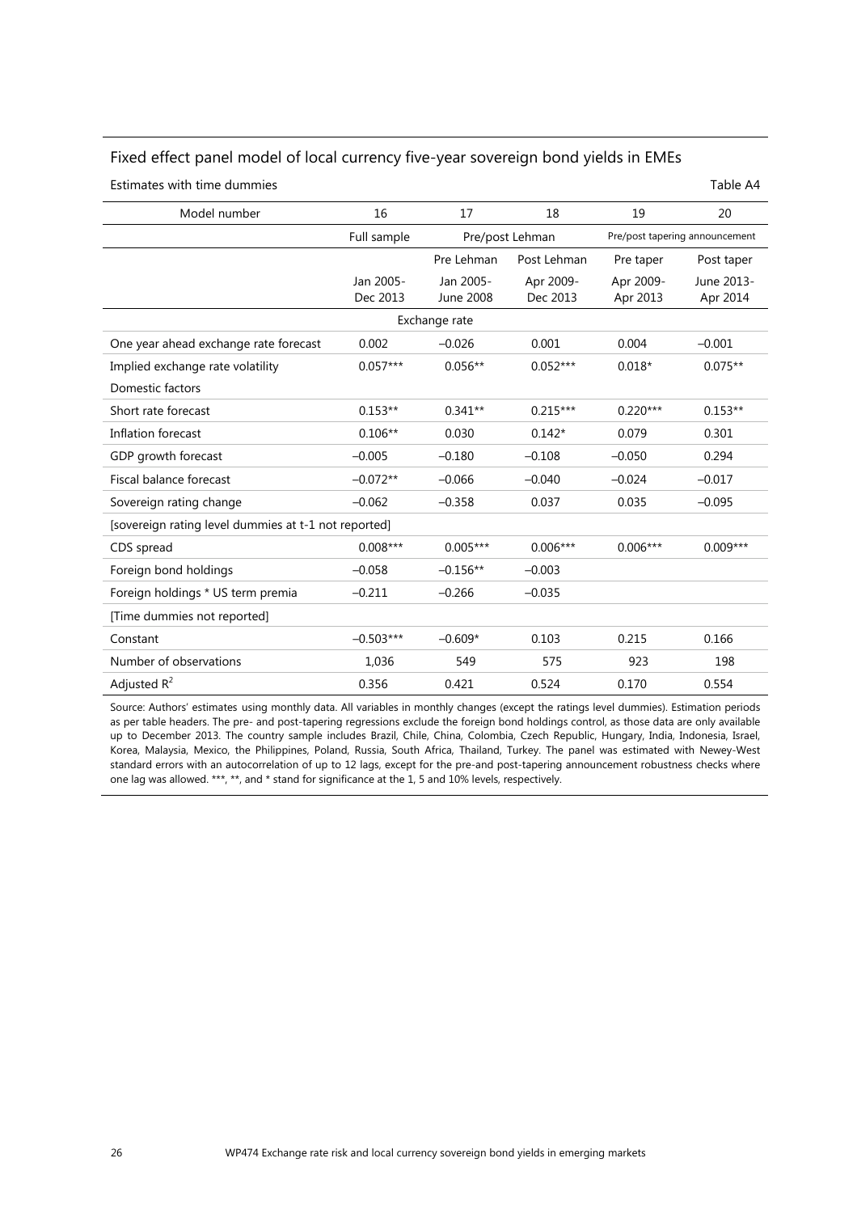## Fixed effect panel model of local currency five-year sovereign bond yields in EMEs

Estimates with time dummies

Table A4

| Model number | 16 | 17 | 18 | 19 | 20 |
|---|---|---|---|---|---|
| | Full sample | Pre/post Lehman | | Pre/post tapering announcement | |
| | | Pre Lehman | Post Lehman | Pre taper | Post taper |
| | Jan 2005-Dec 2013 | Jan 2005-June 2008 | Apr 2009-Dec 2013 | Apr 2009-Apr 2013 | June 2013-Apr 2014 |
| **Exchange rate** | | | | | |
| One year ahead exchange rate forecast | 0.002 | –0.026 | 0.001 | 0.004 | –0.001 |
| Implied exchange rate volatility | 0.057*** | 0.056** | 0.052*** | 0.018* | 0.075** |
| Domestic factors | | | | | |
| Short rate forecast | 0.153** | 0.341** | 0.215*** | 0.220*** | 0.153** |
| Inflation forecast | 0.106** | 0.030 | 0.142* | 0.079 | 0.301 |
| GDP growth forecast | –0.005 | –0.180 | –0.108 | –0.050 | 0.294 |
| Fiscal balance forecast | –0.072** | –0.066 | –0.040 | –0.024 | –0.017 |
| Sovereign rating change | –0.062 | –0.358 | 0.037 | 0.035 | –0.095 |
| [sovereign rating level dummies at t-1 not reported] | | | | | |
| CDS spread | 0.008*** | 0.005*** | 0.006*** | 0.006*** | 0.009*** |
| Foreign bond holdings | –0.058 | –0.156** | –0.003 | | |
| Foreign holdings * US term premia | –0.211 | –0.266 | –0.035 | | |
| [Time dummies not reported] | | | | | |
| Constant | –0.503*** | –0.609* | 0.103 | 0.215 | 0.166 |
| Number of observations | 1,036 | 549 | 575 | 923 | 198 |
| Adjusted $R^2$ | 0.356 | 0.421 | 0.524 | 0.170 | 0.554 |

Source: Authors' estimates using monthly data. All variables in monthly changes (except the ratings level dummies). Estimation periods as per table headers. The pre- and post-tapering regressions exclude the foreign bond holdings control, as those data are only available up to December 2013. The country sample includes Brazil, Chile, China, Colombia, Czech Republic, Hungary, India, Indonesia, Israel, Korea, Malaysia, Mexico, the Philippines, Poland, Russia, South Africa, Thailand, Turkey. The panel was estimated with Newey-West standard errors with an autocorrelation of up to 12 lags, except for the pre-and post-tapering announcement robustness checks where one lag was allowed. ***, **, and * stand for significance at the 1, 5 and 10% levels, respectively.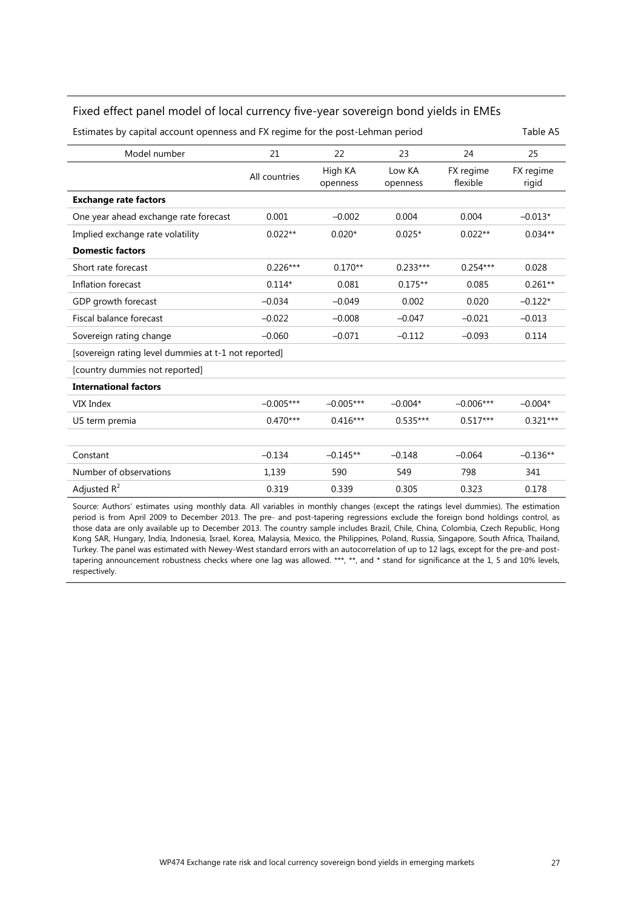## Fixed effect panel model of local currency five-year sovereign bond yields in EMEs

Estimates by capital account openness and FX regime for the post-Lehman period — Table A5

| Model number | 21 | 22 | 23 | 24 | 25 |
|---|---|---|---|---|---|
| | All countries | High KA openness | Low KA openness | FX regime flexible | FX regime rigid |
| **Exchange rate factors** | | | | | |
| One year ahead exchange rate forecast | 0.001 | –0.002 | 0.004 | 0.004 | –0.013* |
| Implied exchange rate volatility | 0.022** | 0.020* | 0.025* | 0.022** | 0.034** |
| **Domestic factors** | | | | | |
| Short rate forecast | 0.226*** | 0.170** | 0.233*** | 0.254*** | 0.028 |
| Inflation forecast | 0.114* | 0.081 | 0.175** | 0.085 | 0.261** |
| GDP growth forecast | –0.034 | –0.049 | 0.002 | 0.020 | –0.122* |
| Fiscal balance forecast | –0.022 | –0.008 | –0.047 | –0.021 | –0.013 |
| Sovereign rating change | –0.060 | –0.071 | –0.112 | –0.093 | 0.114 |
| [sovereign rating level dummies at t-1 not reported] | | | | | |
| [country dummies not reported] | | | | | |
| **International factors** | | | | | |
| VIX Index | –0.005*** | –0.005*** | –0.004* | –0.006*** | –0.004* |
| US term premia | 0.470*** | 0.416*** | 0.535*** | 0.517*** | 0.321*** |
| | | | | | |
| Constant | –0.134 | –0.145** | –0.148 | –0.064 | –0.136** |
| Number of observations | 1,139 | 590 | 549 | 798 | 341 |
| Adjusted $R^2$ | 0.319 | 0.339 | 0.305 | 0.323 | 0.178 |

Source: Authors' estimates using monthly data. All variables in monthly changes (except the ratings level dummies). The estimation period is from April 2009 to December 2013. The pre- and post-tapering regressions exclude the foreign bond holdings control, as those data are only available up to December 2013. The country sample includes Brazil, Chile, China, Colombia, Czech Republic, Hong Kong SAR, Hungary, India, Indonesia, Israel, Korea, Malaysia, Mexico, the Philippines, Poland, Russia, Singapore, South Africa, Thailand, Turkey. The panel was estimated with Newey-West standard errors with an autocorrelation of up to 12 lags, except for the pre-and post-tapering announcement robustness checks where one lag was allowed. ***, **, and * stand for significance at the 1, 5 and 10% levels, respectively.